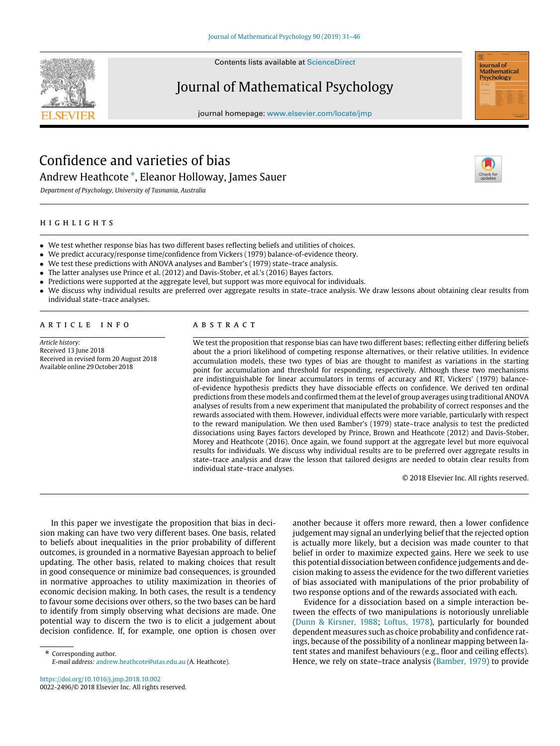# Confidence and varieties of bias

Andrew Heathcote *, Eleanor Holloway, James Sauer

*Department of Psychology, University of Tasmania, Australia*

## HIGHLIGHTS

- We test whether response bias has two different bases reflecting beliefs and utilities of choices.
- We predict accuracy/response time/confidence from Vickers (1979) balance-of-evidence theory.
- We test these predictions with ANOVA analyses and Bamber's (1979) state–trace analysis.
- The latter analyses use Prince et al. (2012) and Davis-Stober, et al.'s (2016) Bayes factors.
- Predictions were supported at the aggregate level, but support was more equivocal for individuals.
- We discuss why individual results are preferred over aggregate results in state–trace analysis. We draw lessons about obtaining clear results from individual state–trace analyses.

## ARTICLE INFO

*Article history:*
Received 13 June 2018
Received in revised form 20 August 2018
Available online 29 October 2018

## ABSTRACT

We test the proposition that response bias can have two different bases; reflecting either differing beliefs about the a priori likelihood of competing response alternatives, or their relative utilities. In evidence accumulation models, these two types of bias are thought to manifest as variations in the starting point for accumulation and threshold for responding, respectively. Although these two mechanisms are indistinguishable for linear accumulators in terms of accuracy and RT, Vickers' (1979) balance-of-evidence hypothesis predicts they have dissociable effects on confidence. We derived ten ordinal predictions from these models and confirmed them at the level of group averages using traditional ANOVA analyses of results from a new experiment that manipulated the probability of correct responses and the rewards associated with them. However, individual effects were more variable, particularly with respect to the reward manipulation. We then used Bamber's (1979) state–trace analysis to test the predicted dissociations using Bayes factors developed by Prince, Brown and Heathcote (2012) and Davis-Stober, Morey and Heathcote (2016). Once again, we found support at the aggregate level but more equivocal results for individuals. We discuss why individual results are to be preferred over aggregate results in state–trace analysis and draw the lesson that tailored designs are needed to obtain clear results from individual state–trace analyses.

© 2018 Elsevier Inc. All rights reserved.

In this paper we investigate the proposition that bias in decision making can have two very different bases. One basis, related to beliefs about inequalities in the prior probability of different outcomes, is grounded in a normative Bayesian approach to belief updating. The other basis, related to making choices that result in good consequence or minimize bad consequences, is grounded in normative approaches to utility maximization in theories of economic decision making. In both cases, the result is a tendency to favour some decisions over others, so the two bases can be hard to identify from simply observing what decisions are made. One potential way to discern the two is to elicit a judgement about decision confidence. If, for example, one option is chosen over another because it offers more reward, then a lower confidence judgement may signal an underlying belief that the rejected option is actually more likely, but a decision was made counter to that belief in order to maximize expected gains. Here we seek to use this potential dissociation between confidence judgements and decision making to assess the evidence for the two different varieties of bias associated with manipulations of the prior probability of two response options and of the rewards associated with each.

Evidence for a dissociation based on a simple interaction between the effects of two manipulations is notoriously unreliable (Dunn & Kirsner, 1988; Loftus, 1978), particularly for bounded dependent measures such as choice probability and confidence ratings, because of the possibility of a nonlinear mapping between latent states and manifest behaviours (e.g., floor and ceiling effects). Hence, we rely on state–trace analysis (Bamber, 1979) to provide

\* Corresponding author.
*E-mail address:* andrew.heathcote@utas.edu.au (A. Heathcote).

https://doi.org/10.1016/j.jmp.2018.10.002
0022-2496/© 2018 Elsevier Inc. All rights reserved.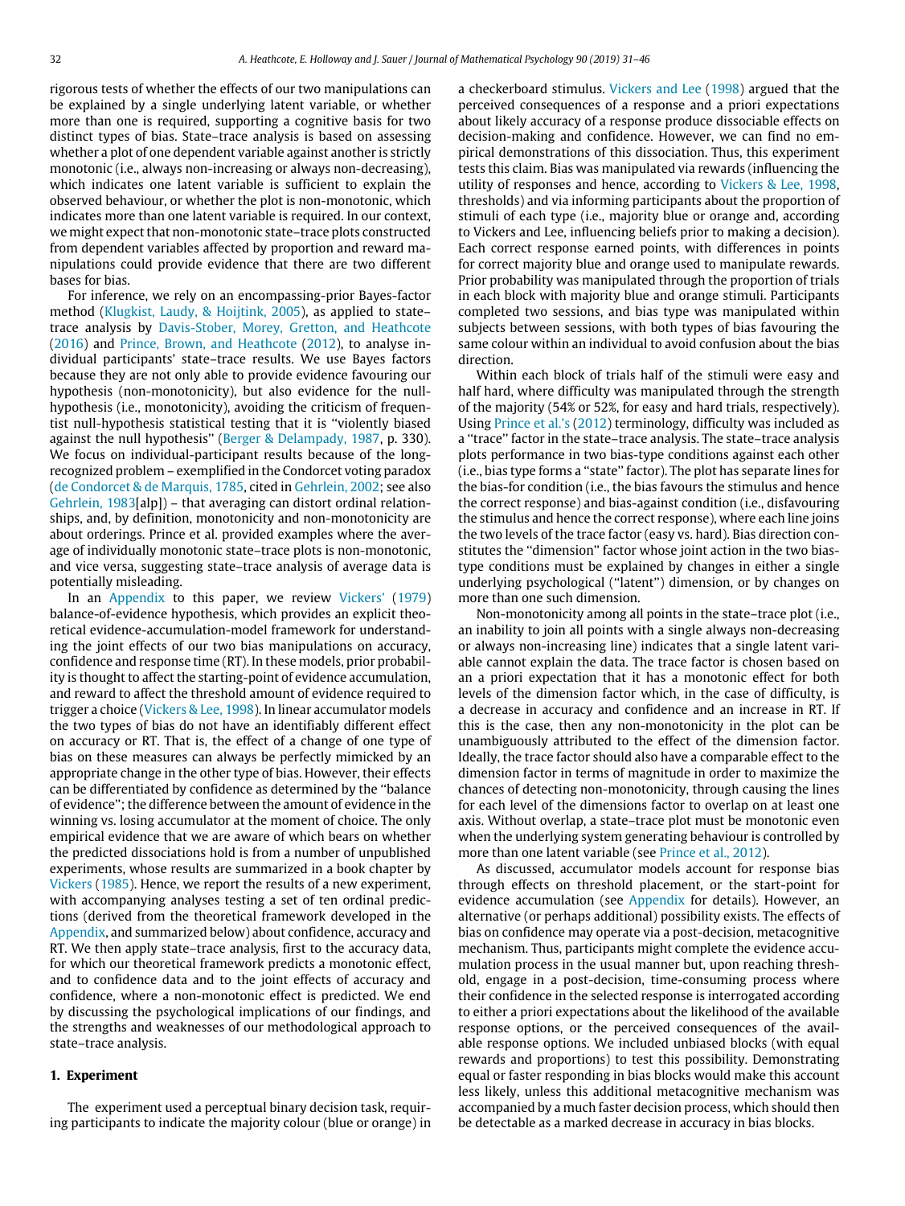rigorous tests of whether the effects of our two manipulations can be explained by a single underlying latent variable, or whether more than one is required, supporting a cognitive basis for two distinct types of bias. State–trace analysis is based on assessing whether a plot of one dependent variable against another is strictly monotonic (i.e., always non-increasing or always non-decreasing), which indicates one latent variable is sufficient to explain the observed behaviour, or whether the plot is non-monotonic, which indicates more than one latent variable is required. In our context, we might expect that non-monotonic state–trace plots constructed from dependent variables affected by proportion and reward manipulations could provide evidence that there are two different bases for bias.

For inference, we rely on an encompassing-prior Bayes-factor method (Klugkist, Laudy, & Hoijtink, 2005), as applied to state–trace analysis by Davis-Stober, Morey, Gretton, and Heathcote (2016) and Prince, Brown, and Heathcote (2012), to analyse individual participants' state–trace results. We use Bayes factors because they are not only able to provide evidence favouring our hypothesis (non-monotonicity), but also evidence for the null-hypothesis (i.e., monotonicity), avoiding the criticism of frequentist null-hypothesis statistical testing that it is "violently biased against the null hypothesis" (Berger & Delampady, 1987, p. 330). We focus on individual-participant results because of the long-recognized problem – exemplified in the Condorcet voting paradox (de Condorcet & de Marquis, 1785, cited in Gehrlein, 2002; see also Gehrlein, 1983[alp]) – that averaging can distort ordinal relationships, and, by definition, monotonicity and non-monotonicity are about orderings. Prince et al. provided examples where the average of individually monotonic state–trace plots is non-monotonic, and vice versa, suggesting state–trace analysis of average data is potentially misleading.

In an Appendix to this paper, we review Vickers' (1979) balance-of-evidence hypothesis, which provides an explicit theoretical evidence-accumulation-model framework for understanding the joint effects of our two bias manipulations on accuracy, confidence and response time (RT). In these models, prior probability is thought to affect the starting-point of evidence accumulation, and reward to affect the threshold amount of evidence required to trigger a choice (Vickers & Lee, 1998). In linear accumulator models the two types of bias do not have an identifiably different effect on accuracy or RT. That is, the effect of a change of one type of bias on these measures can always be perfectly mimicked by an appropriate change in the other type of bias. However, their effects can be differentiated by confidence as determined by the "balance of evidence"; the difference between the amount of evidence in the winning vs. losing accumulator at the moment of choice. The only empirical evidence that we are aware of which bears on whether the predicted dissociations hold is from a number of unpublished experiments, whose results are summarized in a book chapter by Vickers (1985). Hence, we report the results of a new experiment, with accompanying analyses testing a set of ten ordinal predictions (derived from the theoretical framework developed in the Appendix, and summarized below) about confidence, accuracy and RT. We then apply state–trace analysis, first to the accuracy data, for which our theoretical framework predicts a monotonic effect, and to confidence data and to the joint effects of accuracy and confidence, where a non-monotonic effect is predicted. We end by discussing the psychological implications of our findings, and the strengths and weaknesses of our methodological approach to state–trace analysis.

## 1. Experiment

The experiment used a perceptual binary decision task, requiring participants to indicate the majority colour (blue or orange) in a checkerboard stimulus. Vickers and Lee (1998) argued that the perceived consequences of a response and a priori expectations about likely accuracy of a response produce dissociable effects on decision-making and confidence. However, we can find no empirical demonstrations of this dissociation. Thus, this experiment tests this claim. Bias was manipulated via rewards (influencing the utility of responses and hence, according to Vickers & Lee, 1998, thresholds) and via informing participants about the proportion of stimuli of each type (i.e., majority blue or orange and, according to Vickers and Lee, influencing beliefs prior to making a decision). Each correct response earned points, with differences in points for correct majority blue and orange used to manipulate rewards. Prior probability was manipulated through the proportion of trials in each block with majority blue and orange stimuli. Participants completed two sessions, and bias type was manipulated within subjects between sessions, with both types of bias favouring the same colour within an individual to avoid confusion about the bias direction.

Within each block of trials half of the stimuli were easy and half hard, where difficulty was manipulated through the strength of the majority (54% or 52%, for easy and hard trials, respectively). Using Prince et al.'s (2012) terminology, difficulty was included as a "trace" factor in the state–trace analysis. The state–trace analysis plots performance in two bias-type conditions against each other (i.e., bias type forms a "state" factor). The plot has separate lines for the bias-for condition (i.e., the bias favours the stimulus and hence the correct response) and bias-against condition (i.e., disfavouring the stimulus and hence the correct response), where each line joins the two levels of the trace factor (easy vs. hard). Bias direction constitutes the "dimension" factor whose joint action in the two bias-type conditions must be explained by changes in either a single underlying psychological ("latent") dimension, or by changes on more than one such dimension.

Non-monotonicity among all points in the state–trace plot (i.e., an inability to join all points with a single always non-decreasing or always non-increasing line) indicates that a single latent variable cannot explain the data. The trace factor is chosen based on an a priori expectation that it has a monotonic effect for both levels of the dimension factor which, in the case of difficulty, is a decrease in accuracy and confidence and an increase in RT. If this is the case, then any non-monotonicity in the plot can be unambiguously attributed to the effect of the dimension factor. Ideally, the trace factor should also have a comparable effect to the dimension factor in terms of magnitude in order to maximize the chances of detecting non-monotonicity, through causing the lines for each level of the dimensions factor to overlap on at least one axis. Without overlap, a state–trace plot must be monotonic even when the underlying system generating behaviour is controlled by more than one latent variable (see Prince et al., 2012).

As discussed, accumulator models account for response bias through effects on threshold placement, or the start-point for evidence accumulation (see Appendix for details). However, an alternative (or perhaps additional) possibility exists. The effects of bias on confidence may operate via a post-decision, metacognitive mechanism. Thus, participants might complete the evidence accumulation process in the usual manner but, upon reaching threshold, engage in a post-decision, time-consuming process where their confidence in the selected response is interrogated according to either a priori expectations about the likelihood of the available response options, or the perceived consequences of the available response options. We included unbiased blocks (with equal rewards and proportions) to test this possibility. Demonstrating equal or faster responding in bias blocks would make this account less likely, unless this additional metacognitive mechanism was accompanied by a much faster decision process, which should then be detectable as a marked decrease in accuracy in bias blocks.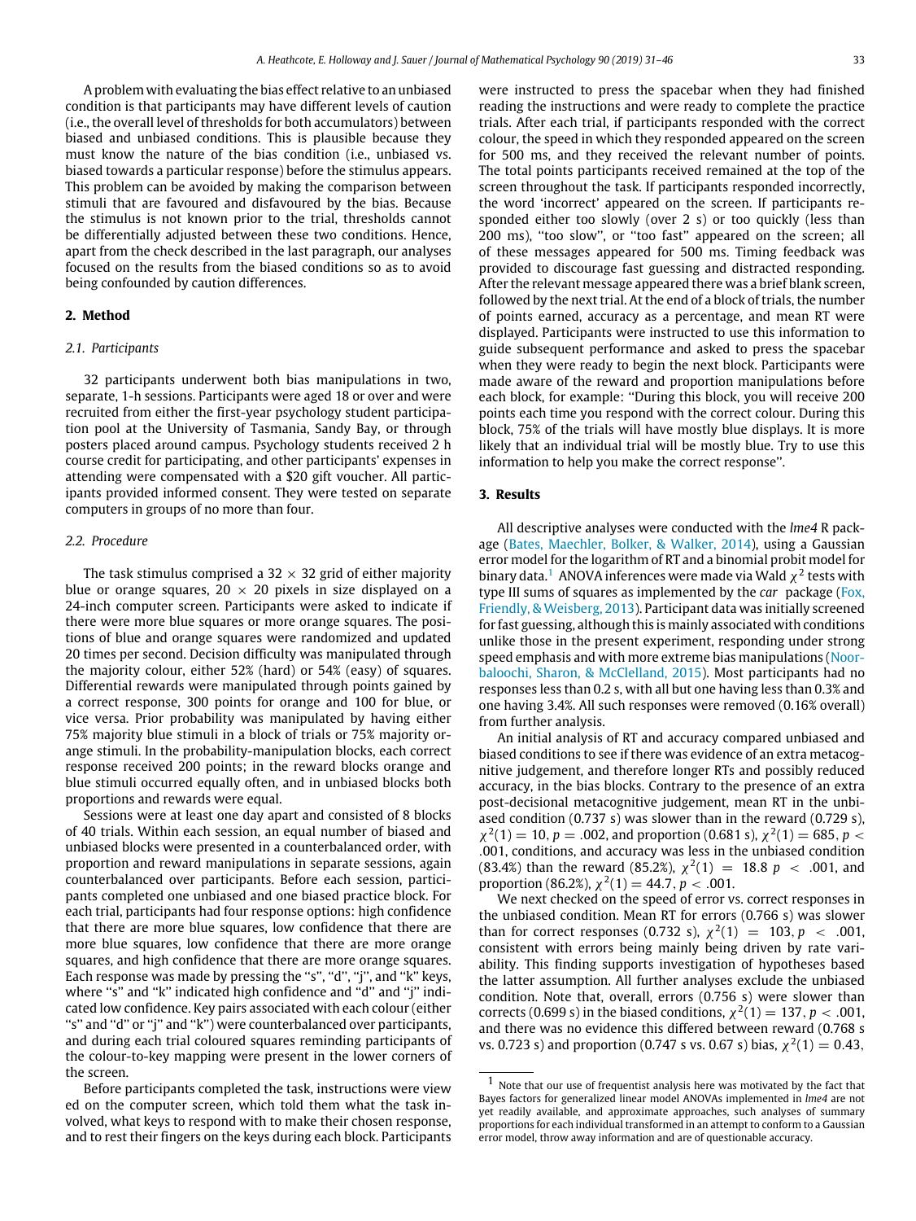A problem with evaluating the bias effect relative to an unbiased condition is that participants may have different levels of caution (i.e., the overall level of thresholds for both accumulators) between biased and unbiased conditions. This is plausible because they must know the nature of the bias condition (i.e., unbiased vs. biased towards a particular response) before the stimulus appears. This problem can be avoided by making the comparison between stimuli that are favoured and disfavoured by the bias. Because the stimulus is not known prior to the trial, thresholds cannot be differentially adjusted between these two conditions. Hence, apart from the check described in the last paragraph, our analyses focused on the results from the biased conditions so as to avoid being confounded by caution differences.

## 2. Method

### 2.1. Participants

32 participants underwent both bias manipulations in two, separate, 1-h sessions. Participants were aged 18 or over and were recruited from either the first-year psychology student participation pool at the University of Tasmania, Sandy Bay, or through posters placed around campus. Psychology students received 2 h course credit for participating, and other participants' expenses in attending were compensated with a $20 gift voucher. All participants provided informed consent. They were tested on separate computers in groups of no more than four.

### 2.2. Procedure

The task stimulus comprised a $32 \times 32$ grid of either majority blue or orange squares, $20 \times 20$ pixels in size displayed on a 24-inch computer screen. Participants were asked to indicate if there were more blue squares or more orange squares. The positions of blue and orange squares were randomized and updated 20 times per second. Decision difficulty was manipulated through the majority colour, either 52% (hard) or 54% (easy) of squares. Differential rewards were manipulated through points gained by a correct response, 300 points for orange and 100 for blue, or vice versa. Prior probability was manipulated by having either 75% majority blue stimuli in a block of trials or 75% majority orange stimuli. In the probability-manipulation blocks, each correct response received 200 points; in the reward blocks orange and blue stimuli occurred equally often, and in unbiased blocks both proportions and rewards were equal.

Sessions were at least one day apart and consisted of 8 blocks of 40 trials. Within each session, an equal number of biased and unbiased blocks were presented in a counterbalanced order, with proportion and reward manipulations in separate sessions, again counterbalanced over participants. Before each session, participants completed one unbiased and one biased practice block. For each trial, participants had four response options: high confidence that there are more blue squares, low confidence that there are more blue squares, low confidence that there are more orange squares, and high confidence that there are more orange squares. Each response was made by pressing the "s", "d", "j", and "k" keys, where "s" and "k" indicated high confidence and "d" and "j" indicated low confidence. Key pairs associated with each colour (either "s" and "d" or "j" and "k") were counterbalanced over participants, and during each trial coloured squares reminding participants of the colour-to-key mapping were present in the lower corners of the screen.

Before participants completed the task, instructions were view ed on the computer screen, which told them what the task involved, what keys to respond with to make their chosen response, and to rest their fingers on the keys during each block. Participants were instructed to press the spacebar when they had finished reading the instructions and were ready to complete the practice trials. After each trial, if participants responded with the correct colour, the speed in which they responded appeared on the screen for 500 ms, and they received the relevant number of points. The total points participants received remained at the top of the screen throughout the task. If participants responded incorrectly, the word "incorrect" appeared on the screen. If participants responded either too slowly (over 2 s) or too quickly (less than 200 ms), "too slow", or "too fast" appeared on the screen; all of these messages appeared for 500 ms. Timing feedback was provided to discourage fast guessing and distracted responding. After the relevant message appeared there was a brief blank screen, followed by the next trial. At the end of a block of trials, the number of points earned, accuracy as a percentage, and mean RT were displayed. Participants were instructed to use this information to guide subsequent performance and asked to press the spacebar when they were ready to begin the next block. Participants were made aware of the reward and proportion manipulations before each block, for example: "During this block, you will receive 200 points each time you respond with the correct colour. During this block, 75% of the trials will have mostly blue displays. It is more likely that an individual trial will be mostly blue. Try to use this information to help you make the correct response".

## 3. Results

All descriptive analyses were conducted with the *lme4* R package (Bates, Maechler, Bolker, & Walker, 2014), using a Gaussian error model for the logarithm of RT and a binomial probit model for binary data.[1] ANOVA inferences were made via Wald $\chi^2$ tests with type III sums of squares as implemented by the *car* package (Fox, Friendly, & Weisberg, 2013). Participant data was initially screened for fast guessing, although this is mainly associated with conditions unlike those in the present experiment, responding under strong speed emphasis and with more extreme bias manipulations (Noorbaloochi, Sharon, & McClelland, 2015). Most participants had no responses less than 0.2 s, with all but one having less than 0.3% and one having 3.4%. All such responses were removed (0.16% overall) from further analysis.

An initial analysis of RT and accuracy compared unbiased and biased conditions to see if there was evidence of an extra metacognitive judgement, and therefore longer RTs and possibly reduced accuracy, in the bias blocks. Contrary to the presence of an extra post-decisional metacognitive judgement, mean RT in the unbiased condition (0.737 s) was slower than in the reward (0.729 s), $\chi^2(1) = 10$, $p = .002$, and proportion (0.681 s), $\chi^2(1) = 685$, $p < .001$, conditions, and accuracy was less in the unbiased condition (83.4%) than the reward (85.2%), $\chi^2(1) = 18.8$ $p < .001$, and proportion (86.2%), $\chi^2(1) = 44.7$, $p < .001$.

We next checked on the speed of error vs. correct responses in the unbiased condition. Mean RT for errors (0.766 s) was slower than for correct responses (0.732 s), $\chi^2(1) = 103$, $p < .001$, consistent with errors being mainly being driven by rate variability. This finding supports investigation of hypotheses based the latter assumption. All further analyses exclude the unbiased condition. Note that, overall, errors (0.756 s) were slower than corrects (0.699 s) in the biased conditions, $\chi^2(1) = 137$, $p < .001$, and there was no evidence this differed between reward (0.768 s vs. 0.723 s) and proportion (0.747 s vs. 0.67 s) bias, $\chi^2(1) = 0.43$,

[1] Note that our use of frequentist analysis here was motivated by the fact that Bayes factors for generalized linear model ANOVAs implemented in *lme4* are not yet readily available, and approximate approaches, such analyses of summary proportions for each individual transformed in an attempt to conform to a Gaussian error model, throw away information and are of questionable accuracy.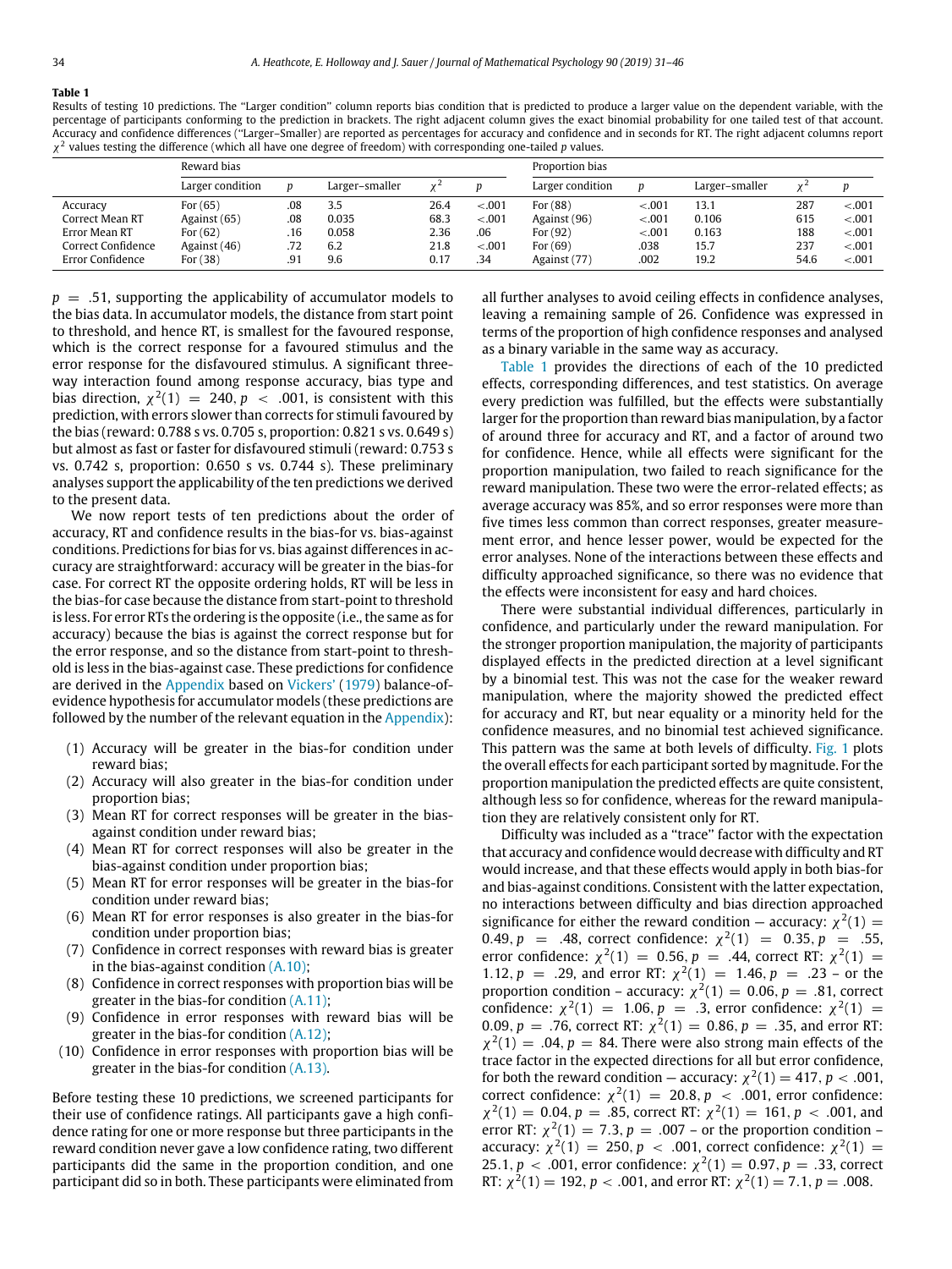**Table 1**

Results of testing 10 predictions. The "Larger condition" column reports bias condition that is predicted to produce a larger value on the dependent variable, with the percentage of participants conforming to the prediction in brackets. The right adjacent column gives the exact binomial probability for one tailed test of that account. Accuracy and confidence differences ("Larger–Smaller) are reported as percentages for accuracy and confidence and in seconds for RT. The right adjacent columns report $\chi^2$ values testing the difference (which all have one degree of freedom) with corresponding one-tailed $p$ values.

| | Reward bias | | | | | Proportion bias | | | | |
|---|---|---|---|---|---|---|---|---|---|---|
| | Larger condition | $p$ | Larger–smaller | $\chi^2$ | $p$ | Larger condition | $p$ | Larger–smaller | $\chi^2$ | $p$ |
| Accuracy | For (65) | .08 | 3.5 | 26.4 | <.001 | For (88) | <.001 | 13.1 | 287 | <.001 |
| Correct Mean RT | Against (65) | .08 | 0.035 | 68.3 | <.001 | Against (96) | <.001 | 0.106 | 615 | <.001 |
| Error Mean RT | For (62) | .16 | 0.058 | 2.36 | .06 | For (92) | <.001 | 0.163 | 188 | <.001 |
| Correct Confidence | Against (46) | .72 | 6.2 | 21.8 | <.001 | For (69) | .038 | 15.7 | 237 | <.001 |
| Error Confidence | For (38) | .91 | 9.6 | 0.17 | .34 | Against (77) | .002 | 19.2 | 54.6 | <.001 |

$p = .51$, supporting the applicability of accumulator models to the bias data. In accumulator models, the distance from start point to threshold, and hence RT, is smallest for the favoured response, which is the correct response for a favoured stimulus and the error response for the disfavoured stimulus. A significant three-way interaction found among response accuracy, bias type and bias direction, $\chi^2(1) = 240, p < .001$, is consistent with this prediction, with errors slower than corrects for stimuli favoured by the bias (reward: 0.788 s vs. 0.705 s, proportion: 0.821 s vs. 0.649 s) but almost as fast or faster for disfavoured stimuli (reward: 0.753 s vs. 0.742 s, proportion: 0.650 s vs. 0.744 s). These preliminary analyses support the applicability of the ten predictions we derived to the present data.

We now report tests of ten predictions about the order of accuracy, RT and confidence results in the bias-for vs. bias-against conditions. Predictions for bias for vs. bias against differences in accuracy are straightforward: accuracy will be greater in the bias-for case. For correct RT the opposite ordering holds, RT will be less in the bias-for case because the distance from start-point to threshold is less. For error RTs the ordering is the opposite (i.e., the same as for accuracy) because the bias is against the correct response but for the error response, and so the distance from start-point to threshold is less in the bias-against case. These predictions for confidence are derived in the Appendix based on Vickers' (1979) balance-of-evidence hypothesis for accumulator models (these predictions are followed by the number of the relevant equation in the Appendix):

(1) Accuracy will be greater in the bias-for condition under reward bias;
(2) Accuracy will also greater in the bias-for condition under proportion bias;
(3) Mean RT for correct responses will be greater in the bias-against condition under reward bias;
(4) Mean RT for correct responses will also be greater in the bias-against condition under proportion bias;
(5) Mean RT for error responses will be greater in the bias-for condition under reward bias;
(6) Mean RT for error responses is also greater in the bias-for condition under proportion bias;
(7) Confidence in correct responses with reward bias is greater in the bias-against condition (A.10);
(8) Confidence in correct responses with proportion bias will be greater in the bias-for condition (A.11);
(9) Confidence in error responses with reward bias will be greater in the bias-for condition (A.12);
(10) Confidence in error responses with proportion bias will be greater in the bias-for condition (A.13).

Before testing these 10 predictions, we screened participants for their use of confidence ratings. All participants gave a high confidence rating for one or more response but three participants in the reward condition never gave a low confidence rating, two different participants did the same in the proportion condition, and one participant did so in both. These participants were eliminated from all further analyses to avoid ceiling effects in confidence analyses, leaving a remaining sample of 26. Confidence was expressed in terms of the proportion of high confidence responses and analysed as a binary variable in the same way as accuracy.

Table 1 provides the directions of each of the 10 predicted effects, corresponding differences, and test statistics. On average every prediction was fulfilled, but the effects were substantially larger for the proportion than reward bias manipulation, by a factor of around three for accuracy and RT, and a factor of around two for confidence. Hence, while all effects were significant for the proportion manipulation, two failed to reach significance for the reward manipulation. These two were the error-related effects; as average accuracy was 85%, and so error responses were more than five times less common than correct responses, greater measurement error, and hence lesser power, would be expected for the error analyses. None of the interactions between these effects and difficulty approached significance, so there was no evidence that the effects were inconsistent for easy and hard choices.

There were substantial individual differences, particularly in confidence, and particularly under the reward manipulation. For the stronger proportion manipulation, the majority of participants displayed effects in the predicted direction at a level significant by a binomial test. This was not the case for the weaker reward manipulation, where the majority showed the predicted effect for accuracy and RT, but near equality or a minority held for the confidence measures, and no binomial test achieved significance. This pattern was the same at both levels of difficulty. Fig. 1 plots the overall effects for each participant sorted by magnitude. For the proportion manipulation the predicted effects are quite consistent, although less so for confidence, whereas for the reward manipulation they are relatively consistent only for RT.

Difficulty was included as a "trace" factor with the expectation that accuracy and confidence would decrease with difficulty and RT would increase, and that these effects would apply in both bias-for and bias-against conditions. Consistent with the latter expectation, no interactions between difficulty and bias direction approached significance for either the reward condition — accuracy: $\chi^2(1) = 0.49, p = .48$, correct confidence: $\chi^2(1) = 0.35, p = .55$, error confidence: $\chi^2(1) = 0.56, p = .44$, correct RT: $\chi^2(1) = 1.12, p = .29$, and error RT: $\chi^2(1) = 1.46, p = .23$ – or the proportion condition – accuracy: $\chi^2(1) = 0.06, p = .81$, correct confidence: $\chi^2(1) = 1.06, p = .3$, error confidence: $\chi^2(1) = 0.09, p = .76$, correct RT: $\chi^2(1) = 0.86, p = .35$, and error RT: $\chi^2(1) = .04, p = 84$. There were also strong main effects of the trace factor in the expected directions for all but error confidence, for both the reward condition — accuracy: $\chi^2(1) = 417, p < .001$, correct confidence: $\chi^2(1) = 20.8, p < .001$, error confidence: $\chi^2(1) = 0.04, p = .85$, correct RT: $\chi^2(1) = 161, p < .001$, and error RT: $\chi^2(1) = 7.3, p = .007$ – or the proportion condition – accuracy: $\chi^2(1) = 250, p < .001$, correct confidence: $\chi^2(1) = 25.1, p < .001$, error confidence: $\chi^2(1) = 0.97, p = .33$, correct RT: $\chi^2(1) = 192, p < .001$, and error RT: $\chi^2(1) = 7.1, p = .008$.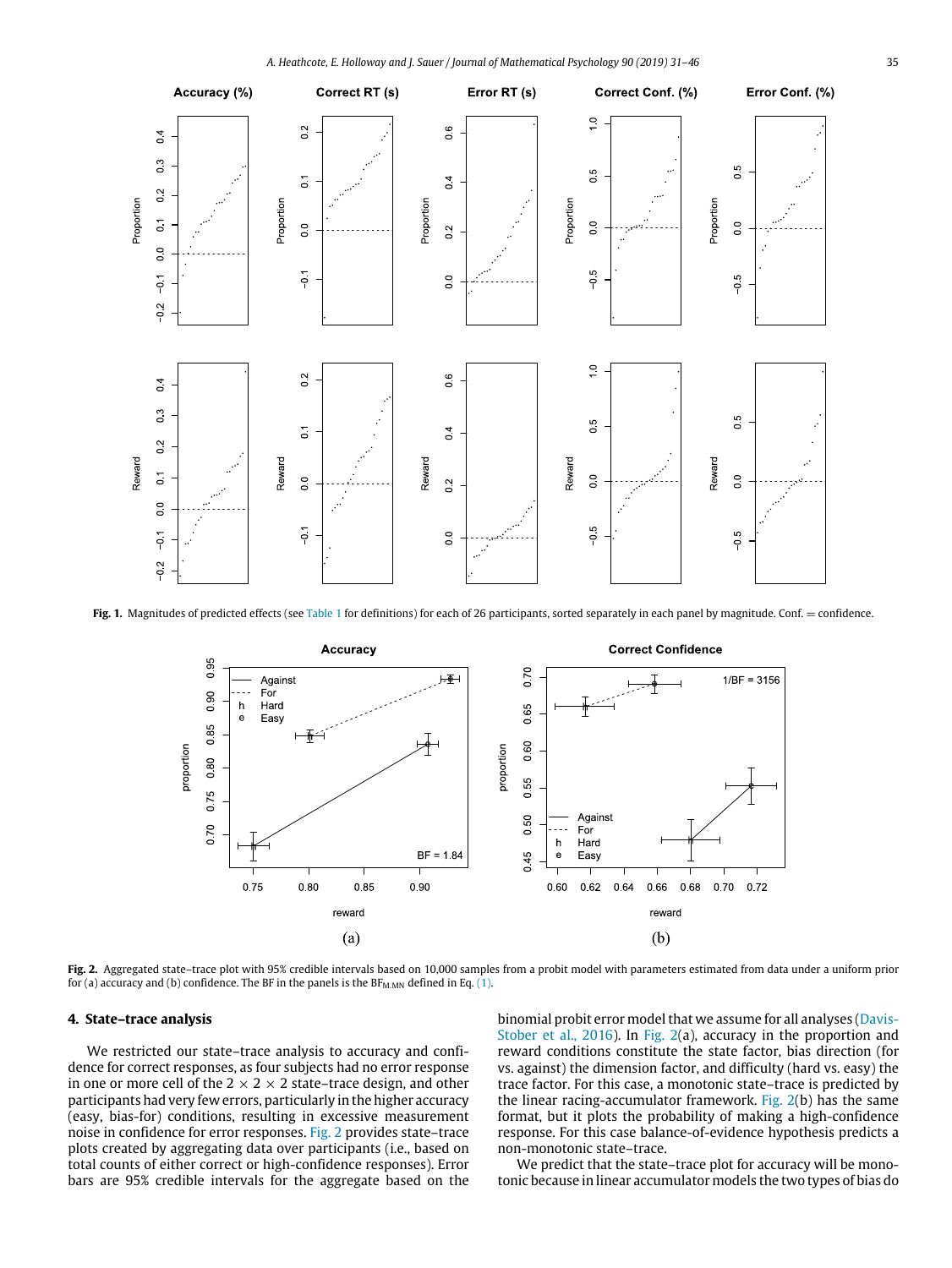**Fig. 1.** Magnitudes of predicted effects (see Table 1 for definitions) for each of 26 participants, sorted separately in each panel by magnitude. Conf. = confidence.

**Fig. 2.** Aggregated state–trace plot with 95% credible intervals based on 10,000 samples from a probit model with parameters estimated from data under a uniform prior for (a) accuracy and (b) confidence. The BF in the panels is the $BF_{M,MN}$ defined in Eq. (1).

## 4. State–trace analysis

We restricted our state–trace analysis to accuracy and confidence for correct responses, as four subjects had no error response in one or more cell of the $2 \times 2 \times 2$ state–trace design, and other participants had very few errors, particularly in the higher accuracy (easy, bias-for) conditions, resulting in excessive measurement noise in confidence for error responses. Fig. 2 provides state–trace plots created by aggregating data over participants (i.e., based on total counts of either correct or high-confidence responses). Error bars are 95% credible intervals for the aggregate based on the binomial probit error model that we assume for all analyses (Davis-Stober et al., 2016). In Fig. 2(a), accuracy in the proportion and reward conditions constitute the state factor, bias direction (for vs. against) the dimension factor, and difficulty (hard vs. easy) the trace factor. For this case, a monotonic state–trace is predicted by the linear racing-accumulator framework. Fig. 2(b) has the same format, but it plots the probability of making a high-confidence response. For this case balance-of-evidence hypothesis predicts a non-monotonic state–trace.

We predict that the state–trace plot for accuracy will be monotonic because in linear accumulator models the two types of bias do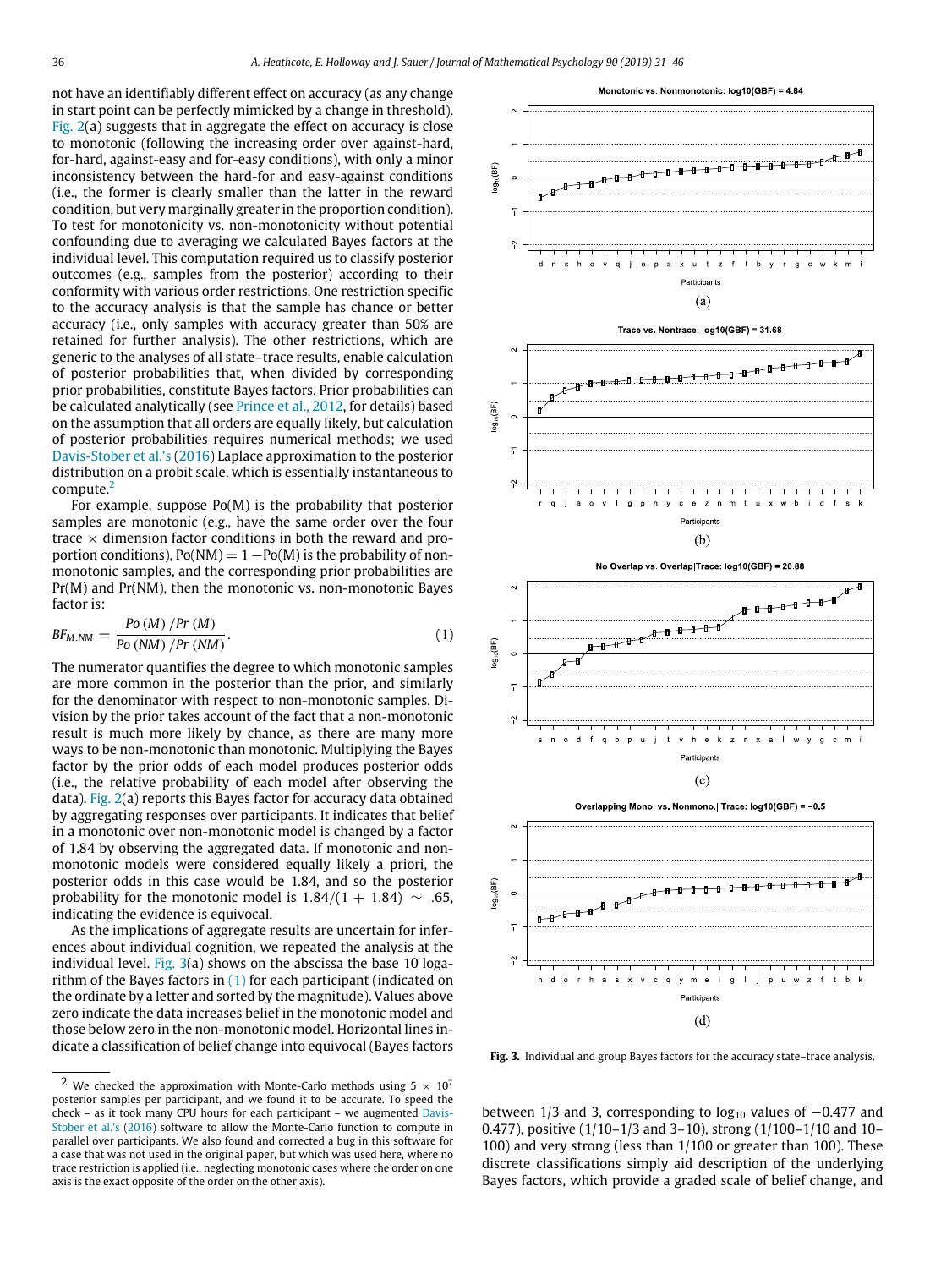not have an identifiably different effect on accuracy (as any change in start point can be perfectly mimicked by a change in threshold). Fig. 2(a) suggests that in aggregate the effect on accuracy is close to monotonic (following the increasing order over against-hard, for-hard, against-easy and for-easy conditions), with only a minor inconsistency between the hard-for and easy-against conditions (i.e., the former is clearly smaller than the latter in the reward condition, but very marginally greater in the proportion condition). To test for monotonicity vs. non-monotonicity without potential confounding due to averaging we calculated Bayes factors at the individual level. This computation required us to classify posterior outcomes (e.g., samples from the posterior) according to their conformity with various order restrictions. One restriction specific to the accuracy analysis is that the sample has chance or better accuracy (i.e., only samples with accuracy greater than 50% are retained for further analysis). The other restrictions, which are generic to the analyses of all state–trace results, enable calculation of posterior probabilities that, when divided by corresponding prior probabilities, constitute Bayes factors. Prior probabilities can be calculated analytically (see Prince et al., 2012, for details) based on the assumption that all orders are equally likely, but calculation of posterior probabilities requires numerical methods; we used Davis-Stober et al.'s (2016) Laplace approximation to the posterior distribution on a probit scale, which is essentially instantaneous to compute.[2]

For example, suppose Po(M) is the probability that posterior samples are monotonic (e.g., have the same order over the four trace × dimension factor conditions in both the reward and proportion conditions), Po(NM) = 1 −Po(M) is the probability of non-monotonic samples, and the corresponding prior probabilities are Pr(M) and Pr(NM), then the monotonic vs. non-monotonic Bayes factor is:

$$BF_{M,NM} = \frac{Po(M)/Pr(M)}{Po(NM)/Pr(NM)}. \quad (1)$$

The numerator quantifies the degree to which monotonic samples are more common in the posterior than the prior, and similarly for the denominator with respect to non-monotonic samples. Division by the prior takes account of the fact that a non-monotonic result is much more likely by chance, as there are many more ways to be non-monotonic than monotonic. Multiplying the Bayes factor by the prior odds of each model produces posterior odds (i.e., the relative probability of each model after observing the data). Fig. 2(a) reports this Bayes factor for accuracy data obtained by aggregating responses over participants. It indicates that belief in a monotonic over non-monotonic model is changed by a factor of 1.84 by observing the aggregated data. If monotonic and non-monotonic models were considered equally likely a priori, the posterior odds in this case would be 1.84, and so the posterior probability for the monotonic model is 1.84/(1 + 1.84) ∼ .65, indicating the evidence is equivocal.

As the implications of aggregate results are uncertain for inferences about individual cognition, we repeated the analysis at the individual level. Fig. 3(a) shows on the abscissa the base 10 logarithm of the Bayes factors in (1) for each participant (indicated on the ordinate by a letter and sorted by the magnitude). Values above zero indicate the data increases belief in the monotonic model and those below zero in the non-monotonic model. Horizontal lines indicate a classification of belief change into equivocal (Bayes factors between 1/3 and 3, corresponding to $\log_{10}$ values of −0.477 and 0.477), positive (1/10–1/3 and 3–10), strong (1/100–1/10 and 10–100) and very strong (less than 1/100 or greater than 100). These discrete classifications simply aid description of the underlying Bayes factors, which provide a graded scale of belief change, and

Fig. 3. Individual and group Bayes factors for the accuracy state–trace analysis.

[2] We checked the approximation with Monte-Carlo methods using 5 × $10^7$ posterior samples per participant, and we found it to be accurate. To speed the check – as it took many CPU hours for each participant – we augmented Davis-Stober et al.'s (2016) software to allow the Monte-Carlo function to compute in parallel over participants. We also found and corrected a bug in this software for a case that was not used in the original paper, but which was used here, where no trace restriction is applied (i.e., neglecting monotonic cases where the order on one axis is the exact opposite of the order on the other axis).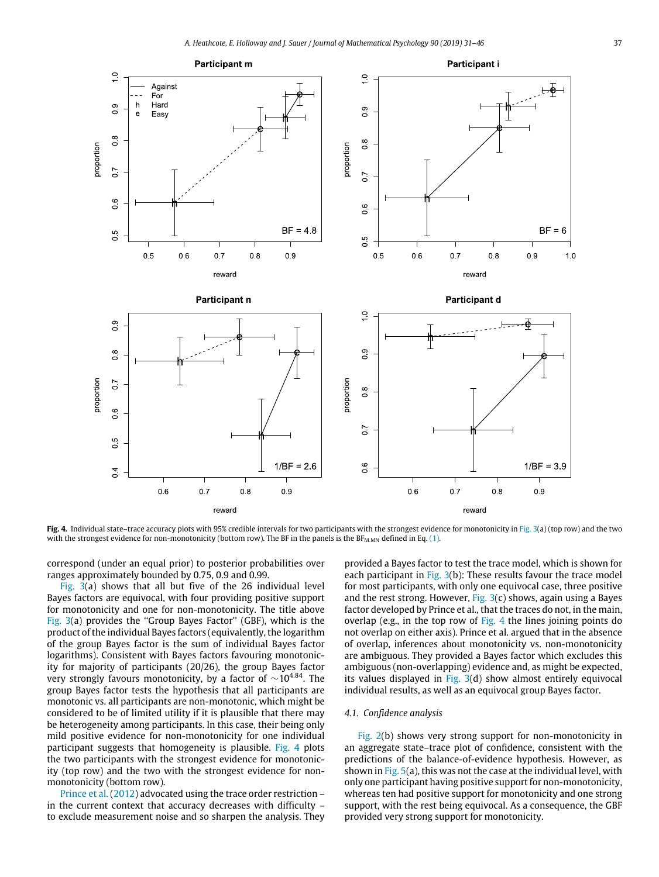**Fig. 4.** Individual state–trace accuracy plots with 95% credible intervals for two participants with the strongest evidence for monotonicity in Fig. 3(a) (top row) and the two with the strongest evidence for non-monotonicity (bottom row). The BF in the panels is the $BF_{M,MN}$ defined in Eq. (1).

correspond (under an equal prior) to posterior probabilities over ranges approximately bounded by 0.75, 0.9 and 0.99.

Fig. 3(a) shows that all but five of the 26 individual level Bayes factors are equivocal, with four providing positive support for monotonicity and one for non-monotonicity. The title above Fig. 3(a) provides the "Group Bayes Factor" (GBF), which is the product of the individual Bayes factors (equivalently, the logarithm of the group Bayes factor is the sum of individual Bayes factor logarithms). Consistent with Bayes factors favouring monotonicity for majority of participants (20/26), the group Bayes factor very strongly favours monotonicity, by a factor of $\sim 10^{4.84}$. The group Bayes factor tests the hypothesis that all participants are monotonic vs. all participants are non-monotonic, which might be considered to be of limited utility if it is plausible that there may be heterogeneity among participants. In this case, their being only mild positive evidence for non-monotonicity for one individual participant suggests that homogeneity is plausible. Fig. 4 plots the two participants with the strongest evidence for monotonicity (top row) and the two with the strongest evidence for non-monotonicity (bottom row).

Prince et al. (2012) advocated using the trace order restriction – in the current context that accuracy decreases with difficulty – to exclude measurement noise and so sharpen the analysis. They provided a Bayes factor to test the trace model, which is shown for each participant in Fig. 3(b): These results favour the trace model for most participants, with only one equivocal case, three positive and the rest strong. However, Fig. 3(c) shows, again using a Bayes factor developed by Prince et al., that the traces do not, in the main, overlap (e.g., in the top row of Fig. 4 the lines joining points do not overlap on either axis). Prince et al. argued that in the absence of overlap, inferences about monotonicity vs. non-monotonicity are ambiguous. They provided a Bayes factor which excludes this ambiguous (non-overlapping) evidence and, as might be expected, its values displayed in Fig. 3(d) show almost entirely equivocal individual results, as well as an equivocal group Bayes factor.

### 4.1. Confidence analysis

Fig. 2(b) shows very strong support for non-monotonicity in an aggregate state–trace plot of confidence, consistent with the predictions of the balance-of-evidence hypothesis. However, as shown in Fig. 5(a), this was not the case at the individual level, with only one participant having positive support for non-monotonicity, whereas ten had positive support for monotonicity and one strong support, with the rest being equivocal. As a consequence, the GBF provided very strong support for monotonicity.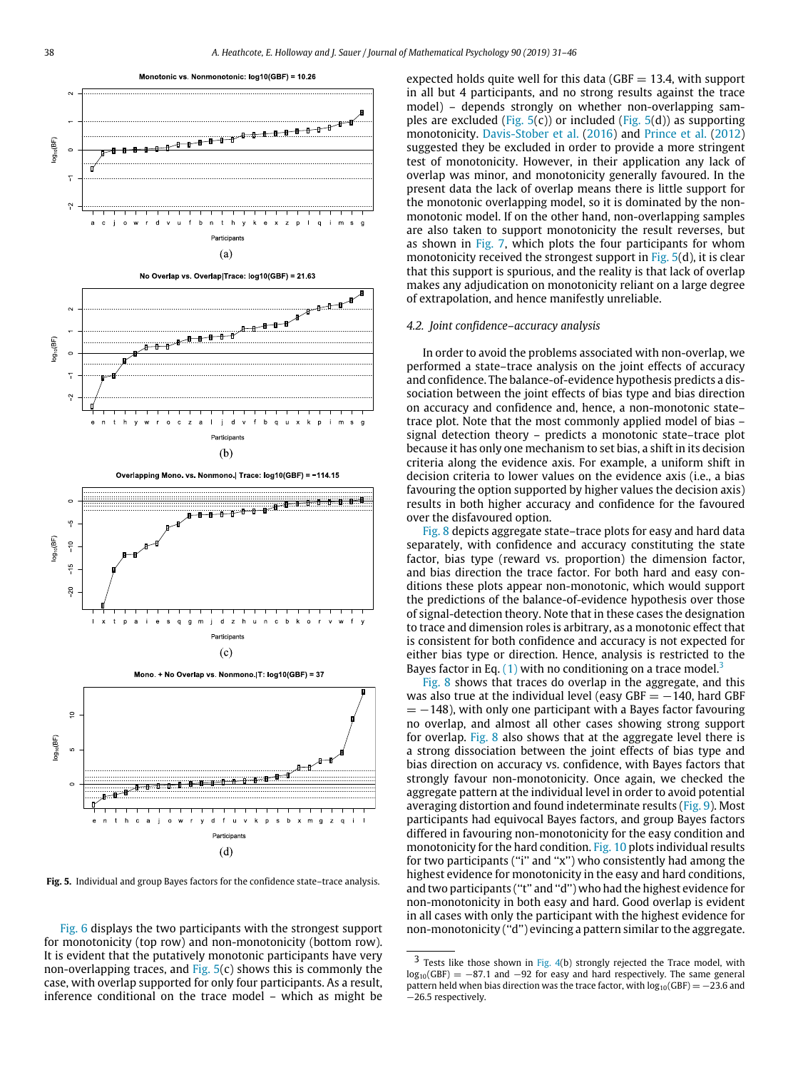Fig. 5. Individual and group Bayes factors for the confidence state–trace analysis.

Fig. 6 displays the two participants with the strongest support for monotonicity (top row) and non-monotonicity (bottom row). It is evident that the putatively monotonic participants have very non-overlapping traces, and Fig. 5(c) shows this is commonly the case, with overlap supported for only four participants. As a result, inference conditional on the trace model – which as might be expected holds quite well for this data (GBF = 13.4, with support in all but 4 participants, and no strong results against the trace model) – depends strongly on whether non-overlapping samples are excluded (Fig. 5(c)) or included (Fig. 5(d)) as supporting monotonicity. Davis-Stober et al. (2016) and Prince et al. (2012) suggested they be excluded in order to provide a more stringent test of monotonicity. However, in their application any lack of overlap was minor, and monotonicity generally favoured. In the present data the lack of overlap means there is little support for the monotonic overlapping model, so it is dominated by the non-monotonic model. If on the other hand, non-overlapping samples are also taken to support monotonicity the result reverses, but as shown in Fig. 7, which plots the four participants for whom monotonicity received the strongest support in Fig. 5(d), it is clear that this support is spurious, and the reality is that lack of overlap makes any adjudication on monotonicity reliant on a large degree of extrapolation, and hence manifestly unreliable.

### 4.2. Joint confidence–accuracy analysis

In order to avoid the problems associated with non-overlap, we performed a state–trace analysis on the joint effects of accuracy and confidence. The balance-of-evidence hypothesis predicts a dissociation between the joint effects of bias type and bias direction on accuracy and confidence and, hence, a non-monotonic state–trace plot. Note that the most commonly applied model of bias – signal detection theory – predicts a monotonic state–trace plot because it has only one mechanism to set bias, a shift in its decision criteria along the evidence axis. For example, a uniform shift in decision criteria to lower values on the evidence axis (i.e., a bias favouring the option supported by higher values the decision axis) results in both higher accuracy and confidence for the favoured over the disfavoured option.

Fig. 8 depicts aggregate state–trace plots for easy and hard data separately, with confidence and accuracy constituting the state factor, bias type (reward vs. proportion) the dimension factor, and bias direction the trace factor. For both hard and easy conditions these plots appear non-monotonic, which would support the predictions of the balance-of-evidence hypothesis over those of signal-detection theory. Note that in these cases the designation to trace and dimension roles is arbitrary, as a monotonic effect that is consistent for both confidence and accuracy is not expected for either bias type or direction. Hence, analysis is restricted to the Bayes factor in Eq. (1) with no conditioning on a trace model.[3]

Fig. 8 shows that traces do overlap in the aggregate, and this was also true at the individual level (easy GBF = −140, hard GBF = −148), with only one participant with a Bayes factor favouring no overlap, and almost all other cases showing strong support for overlap. Fig. 8 also shows that at the aggregate level there is a strong dissociation between the joint effects of bias type and bias direction on accuracy vs. confidence, with Bayes factors that strongly favour non-monotonicity. Once again, we checked the aggregate pattern at the individual level in order to avoid potential averaging distortion and found indeterminate results (Fig. 9). Most participants had equivocal Bayes factors, and group Bayes factors differed in favouring non-monotonicity for the easy condition and monotonicity for the hard condition. Fig. 10 plots individual results for two participants ("i" and "x") who consistently had among the highest evidence for monotonicity in the easy and hard conditions, and two participants ("t" and "d") who had the highest evidence for non-monotonicity in both easy and hard. Good overlap is evident in all cases with only the participant with the highest evidence for non-monotonicity ("d") evincing a pattern similar to the aggregate.

[3] Tests like those shown in Fig. 4(b) strongly rejected the Trace model, with $\log_{10}(\text{GBF}) = -87.1$ and $-92$ for easy and hard respectively. The same general pattern held when bias direction was the trace factor, with $\log_{10}(\text{GBF}) = -23.6$ and $-26.5$ respectively.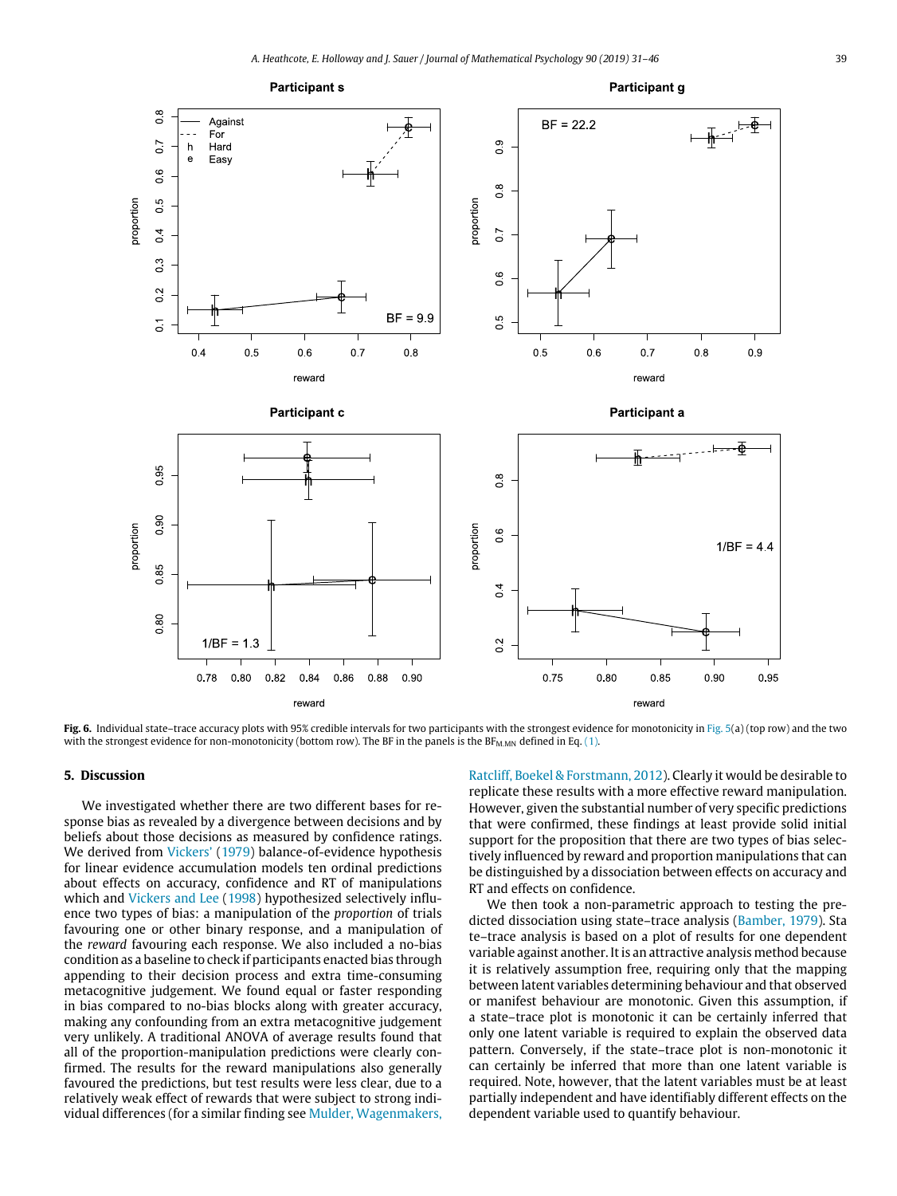**Participant s**

Against
For
h Hard
e Easy

proportion

reward

BF = 9.9

0.1 0.2 0.3 0.4 0.5 0.6 0.7 0.8

0.4 0.5 0.6 0.7 0.8

**Participant g**

BF = 22.2

proportion

reward

0.5 0.6 0.7 0.8 0.9

0.5 0.6 0.7 0.8 0.9

**Participant c**

1/BF = 1.3

proportion

reward

0.80 0.85 0.90 0.95

0.78 0.80 0.82 0.84 0.86 0.88 0.90

**Participant a**

1/BF = 4.4

proportion

reward

0.2 0.4 0.6 0.8

0.75 0.80 0.85 0.90 0.95

**Fig. 6.** Individual state–trace accuracy plots with 95% credible intervals for two participants with the strongest evidence for monotonicity in Fig. 5(a) (top row) and the two with the strongest evidence for non-monotonicity (bottom row). The BF in the panels is the $BF_{M,MN}$ defined in Eq. (1).

## 5. Discussion

We investigated whether there are two different bases for response bias as revealed by a divergence between decisions and by beliefs about those decisions as measured by confidence ratings. We derived from Vickers' (1979) balance-of-evidence hypothesis for linear evidence accumulation models ten ordinal predictions about effects on accuracy, confidence and RT of manipulations which and Vickers and Lee (1998) hypothesized selectively influence two types of bias: a manipulation of the *proportion* of trials favouring one or other binary response, and a manipulation of the *reward* favouring each response. We also included a no-bias condition as a baseline to check if participants enacted bias through appending to their decision process and extra time-consuming metacognitive judgement. We found equal or faster responding in bias compared to no-bias blocks along with greater accuracy, making any confounding from an extra metacognitive judgement very unlikely. A traditional ANOVA of average results found that all of the proportion-manipulation predictions were clearly confirmed. The results for the reward manipulations also generally favoured the predictions, but test results were less clear, due to a relatively weak effect of rewards that were subject to strong individual differences (for a similar finding see Mulder, Wagenmakers, Ratcliff, Boekel & Forstmann, 2012). Clearly it would be desirable to replicate these results with a more effective reward manipulation. However, given the substantial number of very specific predictions that were confirmed, these findings at least provide solid initial support for the proposition that there are two types of bias selectively influenced by reward and proportion manipulations that can be distinguished by a dissociation between effects on accuracy and RT and effects on confidence.

We then took a non-parametric approach to testing the predicted dissociation using state–trace analysis (Bamber, 1979). State–trace analysis is based on a plot of results for one dependent variable against another. It is an attractive analysis method because it is relatively assumption free, requiring only that the mapping between latent variables determining behaviour and that observed or manifest behaviour are monotonic. Given this assumption, if a state–trace plot is monotonic it can be certainly inferred that only one latent variable is required to explain the observed data pattern. Conversely, if the state–trace plot is non-monotonic it can certainly be inferred that more than one latent variable is required. Note, however, that the latent variables must be at least partially independent and have identifiably different effects on the dependent variable used to quantify behaviour.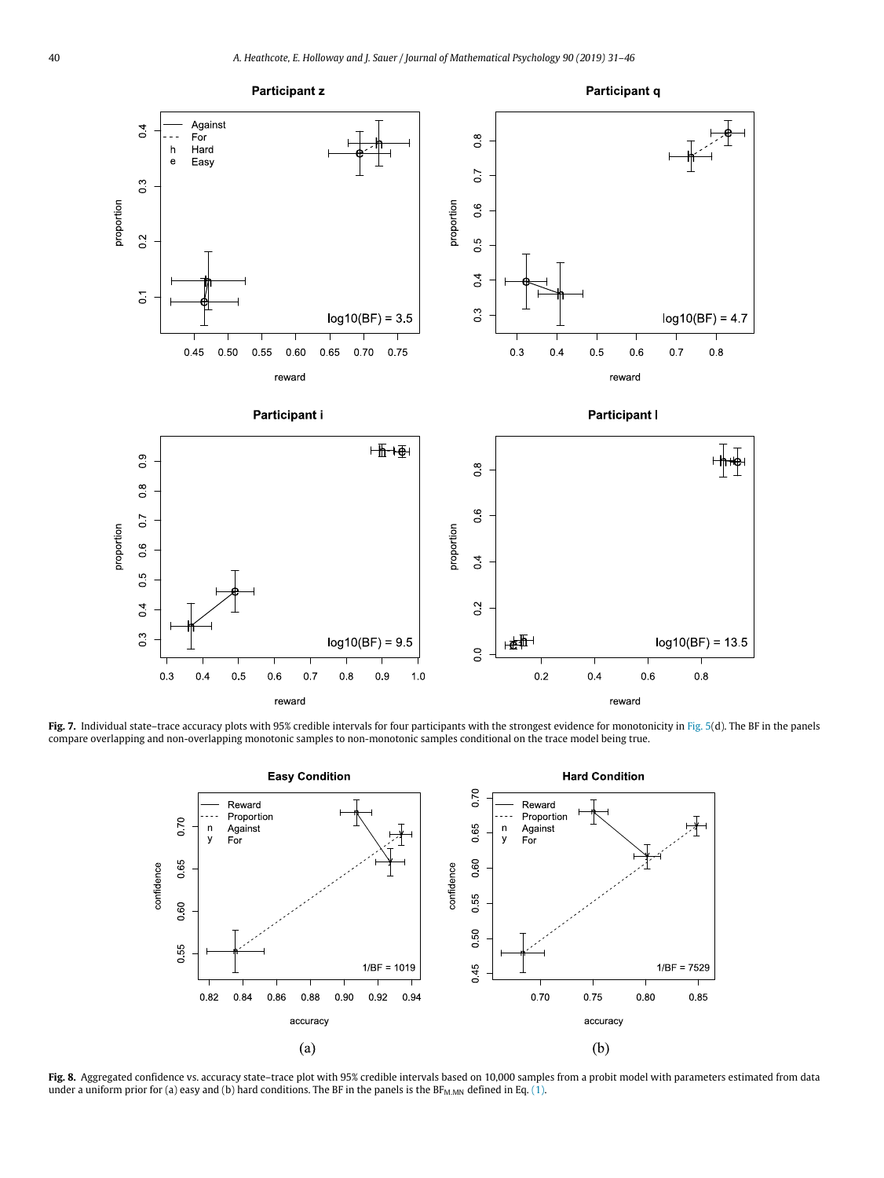**Fig. 7.** Individual state–trace accuracy plots with 95% credible intervals for four participants with the strongest evidence for monotonicity in Fig. 5(d). The BF in the panels compare overlapping and non-overlapping monotonic samples to non-monotonic samples conditional on the trace model being true.

**Fig. 8.** Aggregated confidence vs. accuracy state–trace plot with 95% credible intervals based on 10,000 samples from a probit model with parameters estimated from data under a uniform prior for (a) easy and (b) hard conditions. The BF in the panels is the $BF_{M,MN}$ defined in Eq. (1).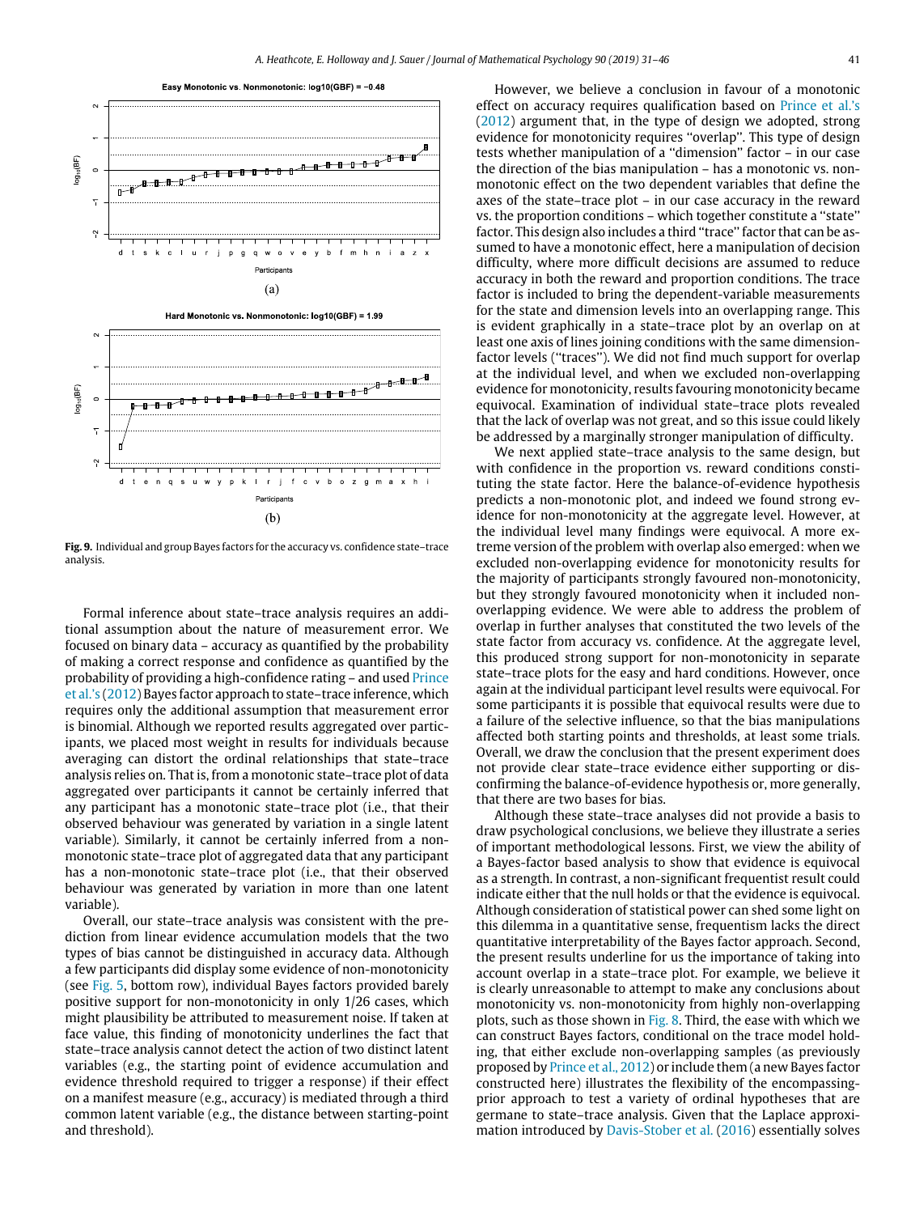Easy Monotonic vs. Nonmonotonic: log10(GBF) = −0.48

log10(BF)

2
1
0
−1
−2

d t s k c l u r j p g q w o v e y b f m h n i a z x

Participants

(a)

Hard Monotonic vs. Nonmonotonic: log10(GBF) = 1.99

log10(BF)

2
1
0
−1
−2

d t e n q s u w y p k l r j f c v b o z g m a x h i

Participants

(b)

**Fig. 9.** Individual and group Bayes factors for the accuracy vs. confidence state–trace analysis.

Formal inference about state–trace analysis requires an additional assumption about the nature of measurement error. We focused on binary data – accuracy as quantified by the probability of making a correct response and confidence as quantified by the probability of providing a high-confidence rating – and used Prince et al.'s (2012) Bayes factor approach to state–trace inference, which requires only the additional assumption that measurement error is binomial. Although we reported results aggregated over participants, we placed most weight in results for individuals because averaging can distort the ordinal relationships that state–trace analysis relies on. That is, from a monotonic state–trace plot of data aggregated over participants it cannot be certainly inferred that any participant has a monotonic state–trace plot (i.e., that their observed behaviour was generated by variation in a single latent variable). Similarly, it cannot be certainly inferred from a non-monotonic state–trace plot of aggregated data that any participant has a non-monotonic state–trace plot (i.e., that their observed behaviour was generated by variation in more than one latent variable).

Overall, our state–trace analysis was consistent with the prediction from linear evidence accumulation models that the two types of bias cannot be distinguished in accuracy data. Although a few participants did display some evidence of non-monotonicity (see Fig. 5, bottom row), individual Bayes factors provided barely positive support for non-monotonicity in only 1/26 cases, which might plausibly be attributed to measurement noise. If taken at face value, this finding of monotonicity underlines the fact that state–trace analysis cannot detect the action of two distinct latent variables (e.g., the starting point of evidence accumulation and evidence threshold required to trigger a response) if their effect on a manifest measure (e.g., accuracy) is mediated through a third common latent variable (e.g., the distance between starting-point and threshold).

However, we believe a conclusion in favour of a monotonic effect on accuracy requires qualification based on Prince et al.'s (2012) argument that, in the type of design we adopted, strong evidence for monotonicity requires "overlap". This type of design tests whether manipulation of a "dimension" factor – in our case the direction of the bias manipulation – has a monotonic vs. non-monotonic effect on the two dependent variables that define the axes of the state–trace plot – in our case accuracy in the reward vs. the proportion conditions – which together constitute a "state" factor. This design also includes a third "trace" factor that can be assumed to have a monotonic effect, here a manipulation of decision difficulty, where more difficult decisions are assumed to reduce accuracy in both the reward and proportion conditions. The trace factor is included to bring the dependent-variable measurements for the state and dimension levels into an overlapping range. This is evident graphically in a state–trace plot by an overlap on at least one axis of lines joining conditions with the same dimension-factor levels ("traces"). We did not find much support for overlap at the individual level, and when we excluded non-overlapping evidence for monotonicity, results favouring monotonicity became equivocal. Examination of individual state–trace plots revealed that the lack of overlap was not great, and so this issue could likely be addressed by a marginally stronger manipulation of difficulty.

We next applied state–trace analysis to the same design, but with confidence in the proportion vs. reward conditions constituting the state factor. Here the balance-of-evidence hypothesis predicts a non-monotonic plot, and indeed we found strong evidence for non-monotonicity at the aggregate level. However, at the individual level many findings were equivocal. A more extreme version of the problem with overlap also emerged: when we excluded non-overlapping evidence for monotonicity results for the majority of participants strongly favoured non-monotonicity, but they strongly favoured monotonicity when it included non-overlapping evidence. We were able to address the problem of overlap in further analyses that constituted the two levels of the state factor from accuracy vs. confidence. At the aggregate level, this produced strong support for non-monotonicity in separate state–trace plots for the easy and hard conditions. However, once again at the individual participant level results were equivocal. For some participants it is possible that equivocal results were due to a failure of the selective influence, so that the bias manipulations affected both starting points and thresholds, at least some trials. Overall, we draw the conclusion that the present experiment does not provide clear state–trace evidence either supporting or disconfirming the balance-of-evidence hypothesis or, more generally, that there are two bases for bias.

Although these state–trace analyses did not provide a basis to draw psychological conclusions, we believe they illustrate a series of important methodological lessons. First, we view the ability of a Bayes-factor based analysis to show that evidence is equivocal as a strength. In contrast, a non-significant frequentist result could indicate either that the null holds or that the evidence is equivocal. Although consideration of statistical power can shed some light on this dilemma in a quantitative sense, frequentism lacks the direct quantitative interpretability of the Bayes factor approach. Second, the present results underline for us the importance of taking into account overlap in a state–trace plot. For example, we believe it is clearly unreasonable to attempt to make any conclusions about monotonicity vs. non-monotonicity from highly non-overlapping plots, such as those shown in Fig. 8. Third, the ease with which we can construct Bayes factors, conditional on the trace model holding, that either exclude non-overlapping samples (as previously proposed by Prince et al., 2012) or include them (a new Bayes factor constructed here) illustrates the flexibility of the encompassing-prior approach to test a variety of ordinal hypotheses that are germane to state–trace analysis. Given that the Laplace approximation introduced by Davis-Stober et al. (2016) essentially solves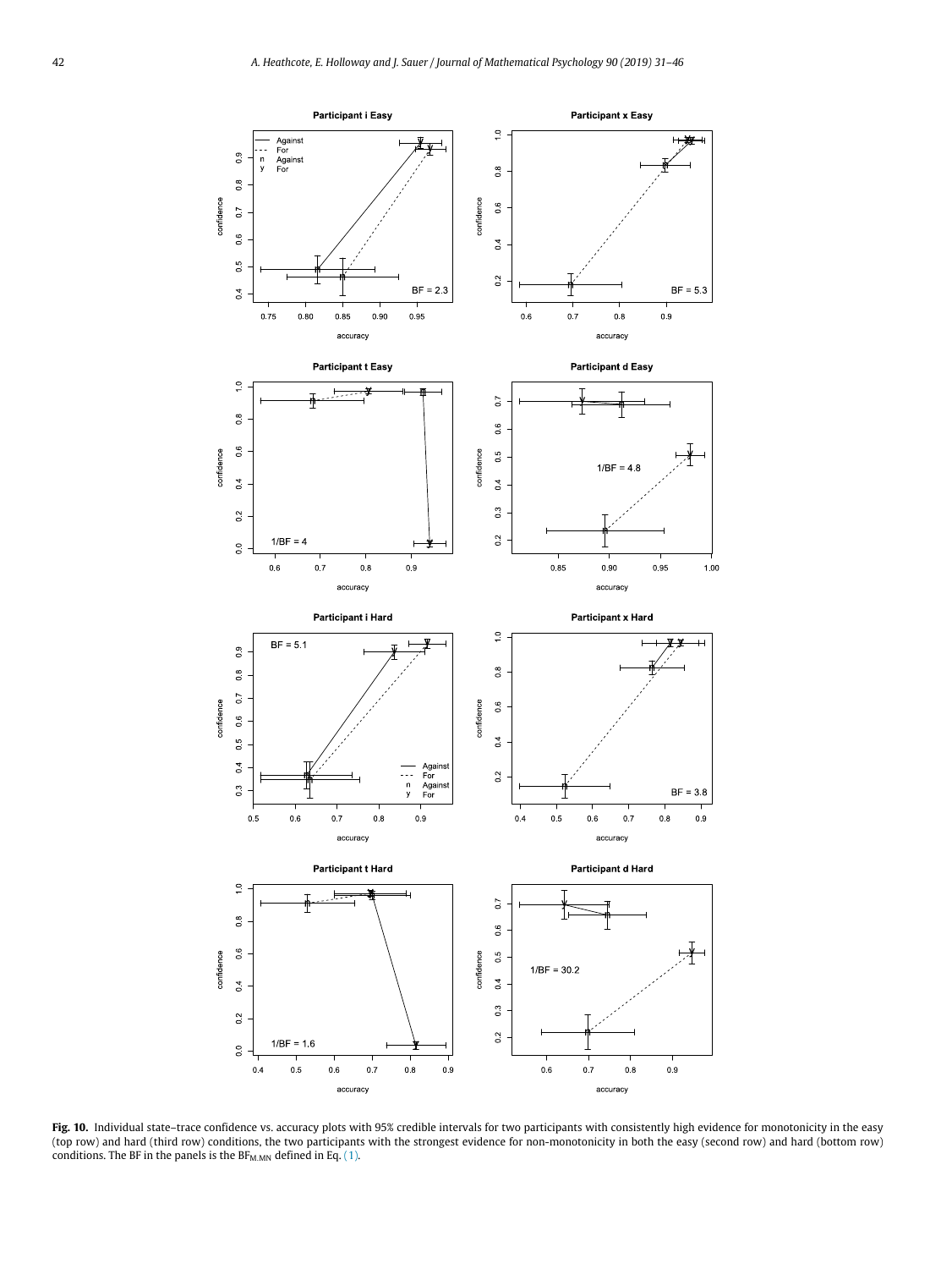**Fig. 10.** Individual state–trace confidence vs. accuracy plots with 95% credible intervals for two participants with consistently high evidence for monotonicity in the easy (top row) and hard (third row) conditions, the two participants with the strongest evidence for non-monotonicity in both the easy (second row) and hard (bottom row) conditions. The BF in the panels is the $BF_{M.MN}$ defined in Eq. (1).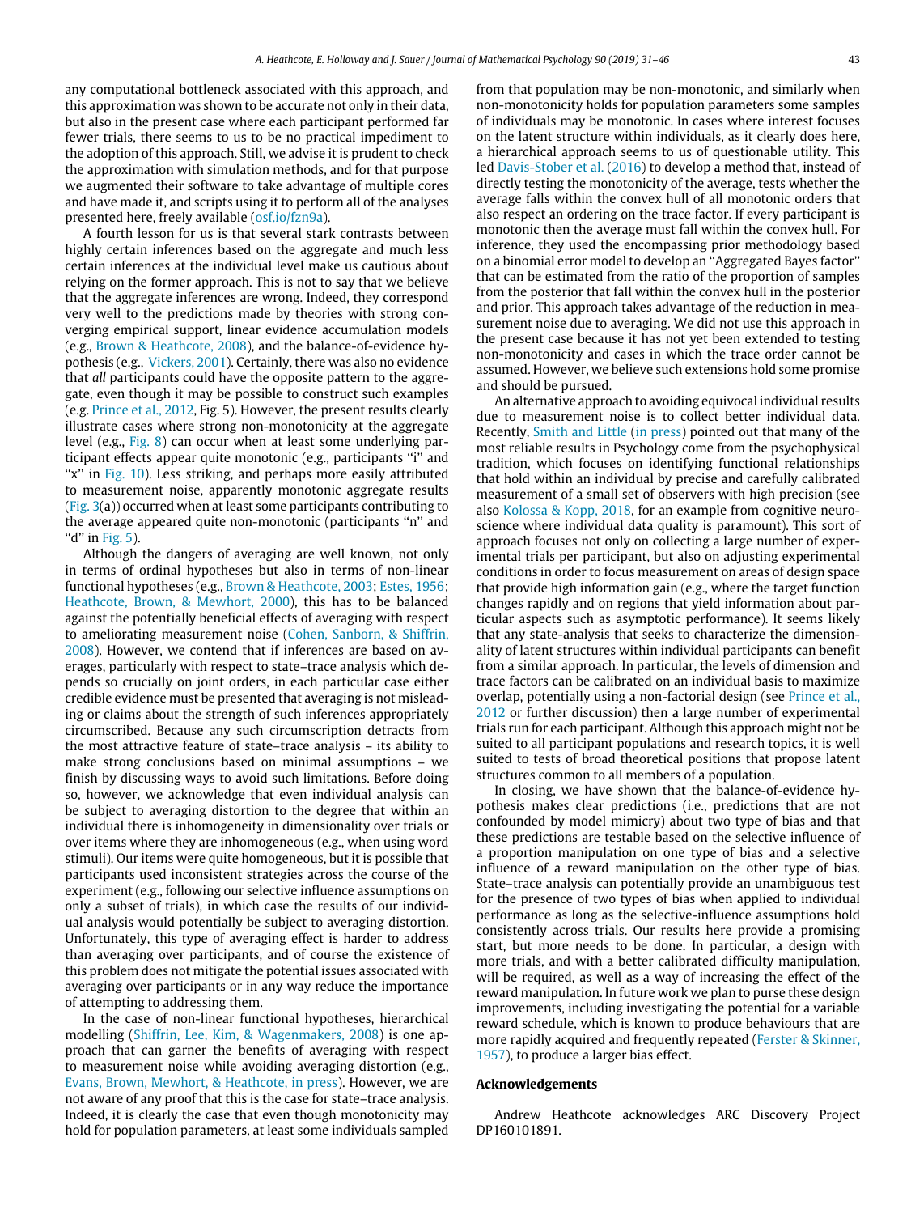any computational bottleneck associated with this approach, and this approximation was shown to be accurate not only in their data, but also in the present case where each participant performed far fewer trials, there seems to us to be no practical impediment to the adoption of this approach. Still, we advise it is prudent to check the approximation with simulation methods, and for that purpose we augmented their software to take advantage of multiple cores and have made it, and scripts using it to perform all of the analyses presented here, freely available (osf.io/fzn9a).

A fourth lesson for us is that several stark contrasts between highly certain inferences based on the aggregate and much less certain inferences at the individual level make us cautious about relying on the former approach. This is not to say that we believe that the aggregate inferences are wrong. Indeed, they correspond very well to the predictions made by theories with strong converging empirical support, linear evidence accumulation models (e.g., Brown & Heathcote, 2008), and the balance-of-evidence hypothesis (e.g., Vickers, 2001). Certainly, there was also no evidence that *all* participants could have the opposite pattern to the aggregate, even though it may be possible to construct such examples (e.g. Prince et al., 2012, Fig. 5). However, the present results clearly illustrate cases where strong non-monotonicity at the aggregate level (e.g., Fig. 8) can occur when at least some underlying participant effects appear quite monotonic (e.g., participants "i" and "x" in Fig. 10). Less striking, and perhaps more easily attributed to measurement noise, apparently monotonic aggregate results (Fig. 3(a)) occurred when at least some participants contributing to the average appeared quite non-monotonic (participants "n" and "d" in Fig. 5).

Although the dangers of averaging are well known, not only in terms of ordinal hypotheses but also in terms of non-linear functional hypotheses (e.g., Brown & Heathcote, 2003; Estes, 1956; Heathcote, Brown, & Mewhort, 2000), this has to be balanced against the potentially beneficial effects of averaging with respect to ameliorating measurement noise (Cohen, Sanborn, & Shiffrin, 2008). However, we contend that if inferences are based on averages, particularly with respect to state–trace analysis which depends so crucially on joint orders, in each particular case either credible evidence must be presented that averaging is not misleading or claims about the strength of such inferences appropriately circumscribed. Because any such circumscription detracts from the most attractive feature of state–trace analysis – its ability to make strong conclusions based on minimal assumptions – we finish by discussing ways to avoid such limitations. Before doing so, however, we acknowledge that even individual analysis can be subject to averaging distortion to the degree that within an individual there is inhomogeneity in dimensionality over trials or over items where they are inhomogeneous (e.g., when using word stimuli). Our items were quite homogeneous, but it is possible that participants used inconsistent strategies across the course of the experiment (e.g., following our selective influence assumptions on only a subset of trials), in which case the results of our individual analysis would potentially be subject to averaging distortion. Unfortunately, this type of averaging effect is harder to address than averaging over participants, and of course the existence of this problem does not mitigate the potential issues associated with averaging over participants or in any way reduce the importance of attempting to addressing them.

In the case of non-linear functional hypotheses, hierarchical modelling (Shiffrin, Lee, Kim, & Wagenmakers, 2008) is one approach that can garner the benefits of averaging with respect to measurement noise while avoiding averaging distortion (e.g., Evans, Brown, Mewhort, & Heathcote, in press). However, we are not aware of any proof that this is the case for state–trace analysis. Indeed, it is clearly the case that even though monotonicity may hold for population parameters, at least some individuals sampled from that population may be non-monotonic, and similarly when non-monotonicity holds for population parameters some samples of individuals may be monotonic. In cases where interest focuses on the latent structure within individuals, as it clearly does here, a hierarchical approach seems to us of questionable utility. This led Davis-Stober et al. (2016) to develop a method that, instead of directly testing the monotonicity of the average, tests whether the average falls within the convex hull of all monotonic orders that also respect an ordering on the trace factor. If every participant is monotonic then the average must fall within the convex hull. For inference, they used the encompassing prior methodology based on a binomial error model to develop an "Aggregated Bayes factor" that can be estimated from the ratio of the proportion of samples from the posterior that fall within the convex hull in the posterior and prior. This approach takes advantage of the reduction in measurement noise due to averaging. We did not use this approach in the present case because it has not yet been extended to testing non-monotonicity and cases in which the trace order cannot be assumed. However, we believe such extensions hold some promise and should be pursued.

An alternative approach to avoiding equivocal individual results due to measurement noise is to collect better individual data. Recently, Smith and Little (in press) pointed out that many of the most reliable results in Psychology come from the psychophysical tradition, which focuses on identifying functional relationships that hold within an individual by precise and carefully calibrated measurement of a small set of observers with high precision (see also Kolossa & Kopp, 2018, for an example from cognitive neuroscience where individual data quality is paramount). This sort of approach focuses not only on collecting a large number of experimental trials per participant, but also on adjusting experimental conditions in order to focus measurement on areas of design space that provide high information gain (e.g., where the target function changes rapidly and on regions that yield information about particular aspects such as asymptotic performance). It seems likely that any state-analysis that seeks to characterize the dimensionality of latent structures within individual participants can benefit from a similar approach. In particular, the levels of dimension and trace factors can be calibrated on an individual basis to maximize overlap, potentially using a non-factorial design (see Prince et al., 2012 or further discussion) then a large number of experimental trials run for each participant. Although this approach might not be suited to all participant populations and research topics, it is well suited to tests of broad theoretical positions that propose latent structures common to all members of a population.

In closing, we have shown that the balance-of-evidence hypothesis makes clear predictions (i.e., predictions that are not confounded by model mimicry) about two type of bias and that these predictions are testable based on the selective influence of a proportion manipulation on one type of bias and a selective influence of a reward manipulation on the other type of bias. State–trace analysis can potentially provide an unambiguous test for the presence of two types of bias when applied to individual performance as long as the selective-influence assumptions hold consistently across trials. Our results here provide a promising start, but more needs to be done. In particular, a design with more trials, and with a better calibrated difficulty manipulation, will be required, as well as a way of increasing the effect of the reward manipulation. In future work we plan to purse these design improvements, including investigating the potential for a variable reward schedule, which is known to produce behaviours that are more rapidly acquired and frequently repeated (Ferster & Skinner, 1957), to produce a larger bias effect.

## Acknowledgements

Andrew Heathcote acknowledges ARC Discovery Project DP160101891.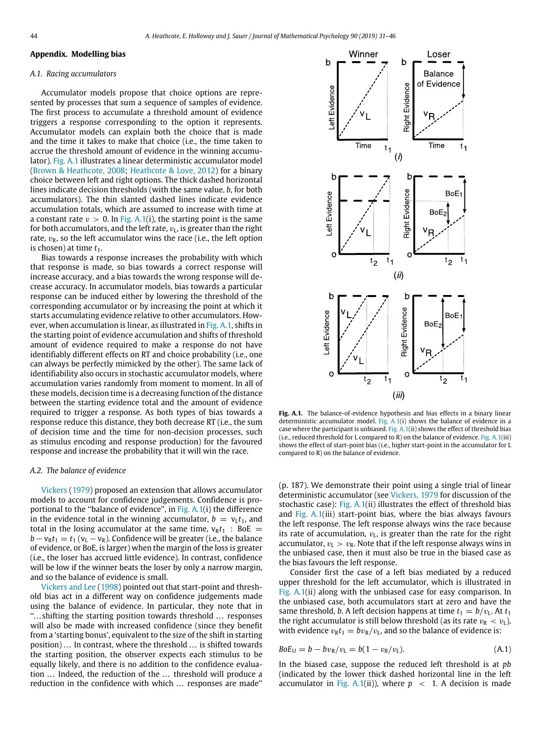## Appendix. Modelling bias

### A.1. Racing accumulators

Accumulator models propose that choice options are represented by processes that sum a sequence of samples of evidence. The first process to accumulate a threshold amount of evidence triggers a response corresponding to the option it represents. Accumulator models can explain both the choice that is made and the time it takes to make that choice (i.e., the time taken to accrue the threshold amount of evidence in the winning accumulator). Fig. A.1 illustrates a linear deterministic accumulator model (Brown & Heathcote, 2008; Heathcote & Love, 2012) for a binary choice between left and right options. The thick dashed horizontal lines indicate decision thresholds (with the same value, $b$, for both accumulators). The thin slanted dashed lines indicate evidence accumulation totals, which are assumed to increase with time at a constant rate $v > 0$. In Fig. A.1(i), the starting point is the same for both accumulators, and the left rate, $v_L$, is greater than the right rate, $v_R$, so the left accumulator wins the race (i.e., the left option is chosen) at time $t_1$.

Bias towards a response increases the probability with which that response is made, so bias towards a correct response will increase accuracy, and a bias towards the wrong response will decrease accuracy. In accumulator models, bias towards a particular response can be induced either by lowering the threshold of the corresponding accumulator or by increasing the point at which it starts accumulating evidence relative to other accumulators. However, when accumulation is linear, as illustrated in Fig. A.1, shifts in the starting point of evidence accumulation and shifts of threshold amount of evidence required to make a response do not have identifiably different effects on RT and choice probability (i.e., one can always be perfectly mimicked by the other). The same lack of identifiability also occurs in stochastic accumulator models, where accumulation varies randomly from moment to moment. In all of these models, decision time is a decreasing function of the distance between the starting evidence total and the amount of evidence required to trigger a response. As both types of bias towards a response reduce this distance, they both decrease RT (i.e., the sum of decision time and the time for non-decision processes, such as stimulus encoding and response production) for the favoured response and increase the probability that it will win the race.

### A.2. The balance of evidence

Vickers (1979) proposed an extension that allows accumulator models to account for confidence judgements. Confidence is proportional to the "balance of evidence", in Fig. A.1(i) the difference in the evidence total in the winning accumulator, $b = v_L t_1$, and total in the losing accumulator at the same time, $v_R t_1$ : $\text{BoE} = b - v_R t_1 = t_1(v_L - v_R)$. Confidence will be greater (i.e., the balance of evidence, or BoE, is larger) when the margin of the loss is greater (i.e., the loser has accrued little evidence). In contrast, confidence will be low if the winner beats the loser by only a narrow margin, and so the balance of evidence is small.

Vickers and Lee (1998) pointed out that start-point and threshold bias act in a different way on confidence judgements made using the balance of evidence. In particular, they note that "…shifting the starting position towards threshold … responses will also be made with increased confidence (since they benefit from a 'starting bonus', equivalent to the size of the shift in starting position) … In contrast, where the threshold … is shifted towards the starting position, the observer expects each stimulus to be equally likely, and there is no addition to the confidence evaluation … Indeed, the reduction of the … threshold will produce a reduction in the confidence with which … responses are made" (p. 187). We demonstrate their point using a single trial of linear deterministic accumulator (see Vickers, 1979 for discussion of the stochastic case): Fig. A.1(ii) illustrates the effect of threshold bias and Fig. A.1(iii) start-point bias, where the bias always favours the left response. The left response always wins the race because its rate of accumulation, $v_L$, is greater than the rate for the right accumulator, $v_L > v_R$. Note that if the left response always wins in the unbiased case, then it must also be true in the biased case as the bias favours the left response.

**Fig. A.1.** The balance-of-evidence hypothesis and bias effects in a binary linear deterministic accumulator model. Fig. A.1(i) shows the balance of evidence in a case where the participant is unbiased. Fig. A.1(ii) shows the effect of threshold bias (i.e., reduced threshold for L compared to R) on the balance of evidence. Fig. A.1(iii) shows the effect of start-point bias (i.e., higher start-point in the accumulator for L compared to R) on the balance of evidence.

Consider first the case of a left bias mediated by a reduced upper threshold for the left accumulator, which is illustrated in Fig. A.1(ii) along with the unbiased case for easy comparison. In the unbiased case, both accumulators start at zero and have the same threshold, $b$. A left decision happens at time $t_1 = b/v_L$. At $t_1$ the right accumulator is still below threshold (as its rate $v_R < v_L$), with evidence $v_R t_1 = b v_R / v_L$, and so the balance of evidence is:

$$BoE_U = b - b v_R / v_L = b(1 - v_R / v_L). \tag{A.1}$$

In the biased case, suppose the reduced left threshold is at $pb$ (indicated by the lower thick dashed horizontal line in the left accumulator in Fig. A.1(ii)), where $p < 1$. A decision is made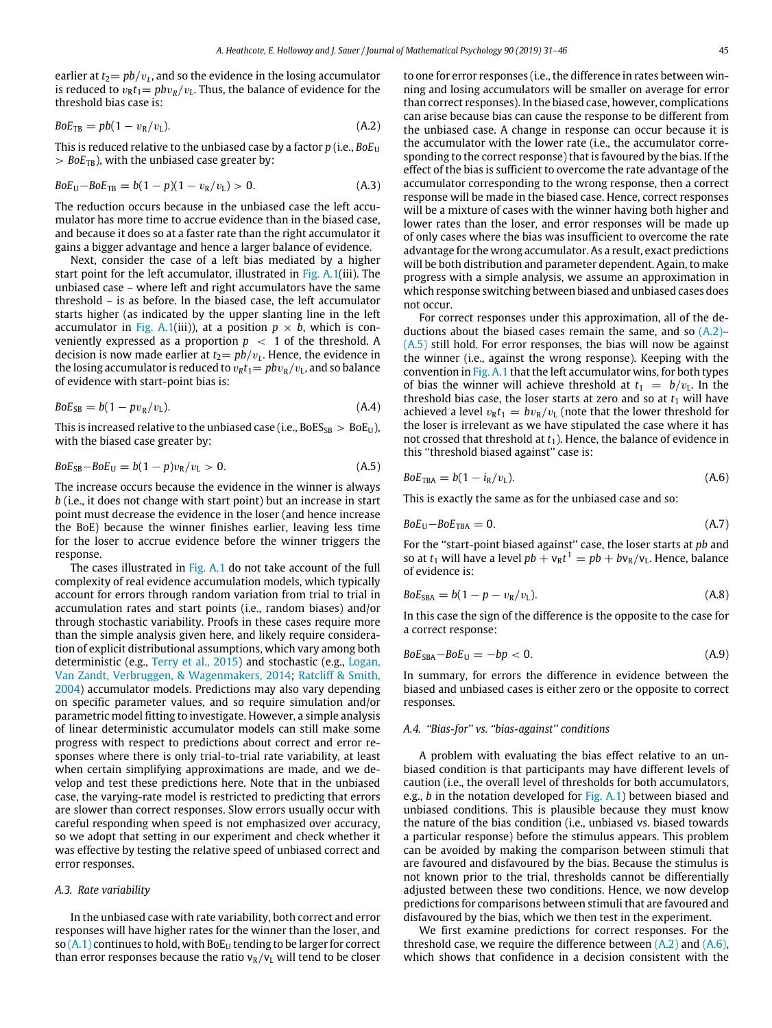earlier at $t_2 = pb/v_L$, and so the evidence in the losing accumulator is reduced to $v_R t_1 = pbv_R/v_L$. Thus, the balance of evidence for the threshold bias case is:

$$BoE_{TB} = pb(1 - v_R/v_L). \tag{A.2}$$

This is reduced relative to the unbiased case by a factor $p$ (i.e., $BoE_U > BoE_{TB}$), with the unbiased case greater by:

$$BoE_U - BoE_{TB} = b(1-p)(1 - v_R/v_L) > 0. \tag{A.3}$$

The reduction occurs because in the unbiased case the left accumulator has more time to accrue evidence than in the biased case, and because it does so at a faster rate than the right accumulator it gains a bigger advantage and hence a larger balance of evidence.

Next, consider the case of a left bias mediated by a higher start point for the left accumulator, illustrated in Fig. A.1(iii). The unbiased case – where left and right accumulators have the same threshold – is as before. In the biased case, the left accumulator starts higher (as indicated by the upper slanting line in the left accumulator in Fig. A.1(iii)), at a position $p \times b$, which is conveniently expressed as a proportion $p < 1$ of the threshold. A decision is now made earlier at $t_2 = pb/v_L$. Hence, the evidence in the losing accumulator is reduced to $v_R t_1 = pbv_R/v_L$, and so balance of evidence with start-point bias is:

$$BoE_{SB} = b(1 - pv_R/v_L). \tag{A.4}$$

This is increased relative to the unbiased case (i.e., $BoES_{SB} > BoE_U$), with the biased case greater by:

$$BoE_{SB} - BoE_U = b(1-p)v_R/v_L > 0. \tag{A.5}$$

The increase occurs because the evidence in the winner is always $b$ (i.e., it does not change with start point) but an increase in start point must decrease the evidence in the loser (and hence increase the BoE) because the winner finishes earlier, leaving less time for the loser to accrue evidence before the winner triggers the response.

The cases illustrated in Fig. A.1 do not take account of the full complexity of real evidence accumulation models, which typically account for errors through random variation from trial to trial in accumulation rates and start points (i.e., random biases) and/or through stochastic variability. Proofs in these cases require more than the simple analysis given here, and likely require consideration of explicit distributional assumptions, which vary among both deterministic (e.g., Terry et al., 2015) and stochastic (e.g., Logan, Van Zandt, Verbruggen, & Wagenmakers, 2014; Ratcliff & Smith, 2004) accumulator models. Predictions may also vary depending on specific parameter values, and so require simulation and/or parametric model fitting to investigate. However, a simple analysis of linear deterministic accumulator models can still make some progress with respect to predictions about correct and error responses where there is only trial-to-trial rate variability, at least when certain simplifying approximations are made, and we develop and test these predictions here. Note that in the unbiased case, the varying-rate model is restricted to predicting that errors are slower than correct responses. Slow errors usually occur with careful responding when speed is not emphasized over accuracy, so we adopt that setting in our experiment and check whether it was effective by testing the relative speed of unbiased correct and error responses.

### A.3. Rate variability

In the unbiased case with rate variability, both correct and error responses will have higher rates for the winner than the loser, and so (A.1) continues to hold, with $BoE_U$ tending to be larger for correct than error responses because the ratio $v_R/v_L$ will tend to be closer to one for error responses (i.e., the difference in rates between winning and losing accumulators will be smaller on average for error than correct responses). In the biased case, however, complications can arise because bias can cause the response to be different from the unbiased case. A change in response can occur because it is the accumulator with the lower rate (i.e., the accumulator corresponding to the correct response) that is favoured by the bias. If the effect of the bias is sufficient to overcome the rate advantage of the accumulator corresponding to the wrong response, then a correct response will be made in the biased case. Hence, correct responses will be a mixture of cases with the winner having both higher and lower rates than the loser, and error responses will be made up of only cases where the bias was insufficient to overcome the rate advantage for the wrong accumulator. As a result, exact predictions will be both distribution and parameter dependent. Again, to make progress with a simple analysis, we assume an approximation in which response switching between biased and unbiased cases does not occur.

For correct responses under this approximation, all of the deductions about the biased cases remain the same, and so (A.2)–(A.5) still hold. For error responses, the bias will now be against the winner (i.e., against the wrong response). Keeping with the convention in Fig. A.1 that the left accumulator wins, for both types of bias the winner will achieve threshold at $t_1 = b/v_L$. In the threshold bias case, the loser starts at zero and so at $t_1$ will have achieved a level $v_R t_1 = bv_R/v_L$ (note that the lower threshold for the loser is irrelevant as we have stipulated the case where it has not crossed that threshold at $t_1$). Hence, the balance of evidence in this "threshold biased against" case is:

$$BoE_{TBA} = b(1 - i_R/v_L). \tag{A.6}$$

This is exactly the same as for the unbiased case and so:

$$BoE_U - BoE_{TBA} = 0. \tag{A.7}$$

For the "start-point biased against" case, the loser starts at $pb$ and so at $t_1$ will have a level $pb + v_R t^1 = pb + bv_R/v_L$. Hence, balance of evidence is:

$$BoE_{SBA} = b(1 - p - v_R/v_L). \tag{A.8}$$

In this case the sign of the difference is the opposite to the case for a correct response:

$$BoE_{SBA} - BoE_U = -bp < 0. \tag{A.9}$$

In summary, for errors the difference in evidence between the biased and unbiased cases is either zero or the opposite to correct responses.

### A.4. "Bias-for" vs. "bias-against" conditions

A problem with evaluating the bias effect relative to an unbiased condition is that participants may have different levels of caution (i.e., the overall level of thresholds for both accumulators, e.g., $b$ in the notation developed for Fig. A.1) between biased and unbiased conditions. This is plausible because they must know the nature of the bias condition (i.e., unbiased vs. biased towards a particular response) before the stimulus appears. This problem can be avoided by making the comparison between stimuli that are favoured and disfavoured by the bias. Because the stimulus is not known prior to the trial, thresholds cannot be differentially adjusted between these two conditions. Hence, we now develop predictions for comparisons between stimuli that are favoured and disfavoured by the bias, which we then test in the experiment.

We first examine predictions for correct responses. For the threshold case, we require the difference between (A.2) and (A.6), which shows that confidence in a decision consistent with the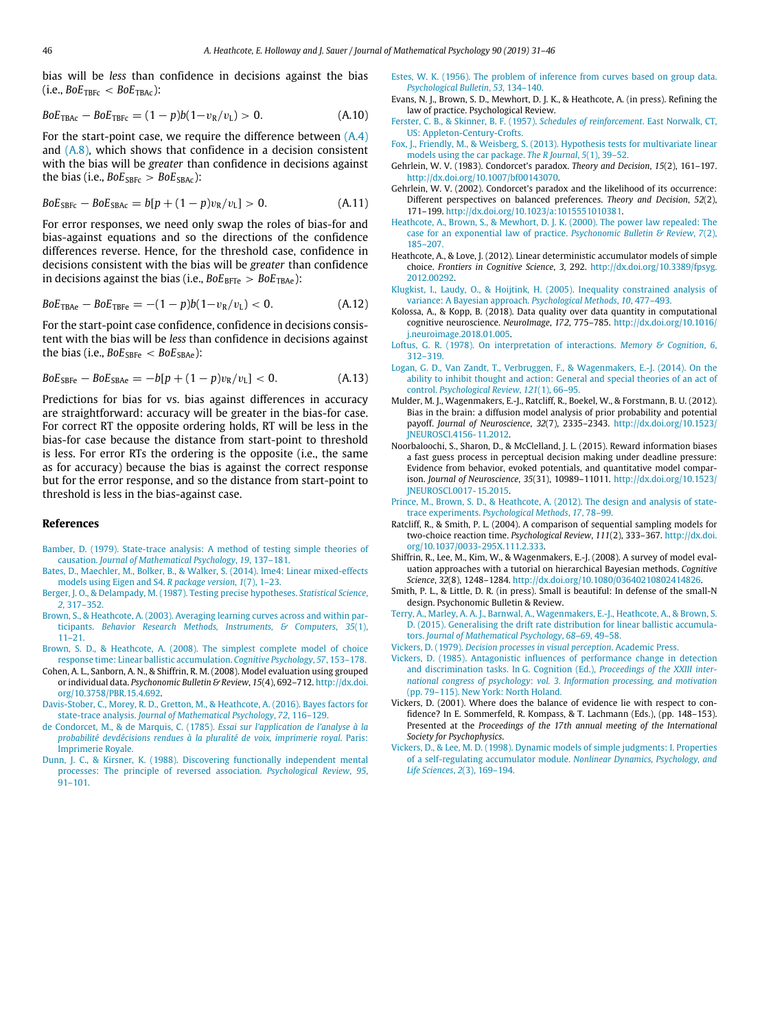bias will be *less* than confidence in decisions against the bias (i.e., $BoE_{\text{TBFc}} < BoE_{\text{TBAc}}$):

$$BoE_{\text{TBAc}} - BoE_{\text{TBFc}} = (1-p)b(1-v_R/v_L) > 0. \quad \text{(A.10)}$$

For the start-point case, we require the difference between (A.4) and (A.8), which shows that confidence in a decision consistent with the bias will be *greater* than confidence in decisions against the bias (i.e., $BoE_{\text{SBFc}} > BoE_{\text{SBAc}}$):

$$BoE_{\text{SBFc}} - BoE_{\text{SBAc}} = b[p + (1-p)v_R/v_L] > 0. \quad \text{(A.11)}$$

For error responses, we need only swap the roles of bias-for and bias-against equations and so the directions of the confidence differences reverse. Hence, for the threshold case, confidence in decisions consistent with the bias will be *greater* than confidence in decisions against the bias (i.e., $BoE_{\text{BFTe}} > BoE_{\text{TBAe}}$):

$$BoE_{\text{TBAe}} - BoE_{\text{TBFe}} = -(1-p)b(1-v_R/v_L) < 0. \quad \text{(A.12)}$$

For the start-point case confidence, confidence in decisions consistent with the bias will be *less* than confidence in decisions against the bias (i.e., $BoE_{\text{SBFe}} < BoE_{\text{SBAe}}$):

$$BoE_{\text{SBFe}} - BoE_{\text{SBAe}} = -b[p + (1-p)v_R/v_L] < 0. \quad \text{(A.13)}$$

Predictions for bias for vs. bias against differences in accuracy are straightforward: accuracy will be greater in the bias-for case. For correct RT the opposite ordering holds, RT will be less in the bias-for case because the distance from start-point to threshold is less. For error RTs the ordering is the opposite (i.e., the same as for accuracy) because the bias is against the correct response but for the error response, and so the distance from start-point to threshold is less in the bias-against case.

## References

Bamber, D. (1979). State-trace analysis: A method of testing simple theories of causation. *Journal of Mathematical Psychology*, *19*, 137–181.

Bates, D., Maechler, M., Bolker, B., & Walker, S. (2014). lme4: Linear mixed-effects models using Eigen and S4. *R package version*, *1*(7), 1–23.

Berger, J. O., & Delampady, M. (1987). Testing precise hypotheses. *Statistical Science*, *2*, 317–352.

Brown, S., & Heathcote, A. (2003). Averaging learning curves across and within participants. *Behavior Research Methods, Instruments, & Computers*, *35*(1), 11–21.

Brown, S. D., & Heathcote, A. (2008). The simplest complete model of choice response time: Linear ballistic accumulation. *Cognitive Psychology*, *57*, 153–178.

Cohen, A. L., Sanborn, A. N., & Shiffrin, R. M. (2008). Model evaluation using grouped or individual data. *Psychonomic Bulletin & Review*, *15*(4), 692–712. http://dx.doi.org/10.3758/PBR.15.4.692.

Davis-Stober, C., Morey, R. D., Gretton, M., & Heathcote, A. (2016). Bayes factors for state-trace analysis. *Journal of Mathematical Psychology*, *72*, 116–129.

de Condorcet, M., & de Marquis, C. (1785). *Essai sur l'application de l'analyse à la probabilité devdécisions rendues à la pluralité de voix, imprimerie royal*. Paris: Imprimerie Royale.

Dunn, J. C., & Kirsner, K. (1988). Discovering functionally independent mental processes: The principle of reversed association. *Psychological Review*, *95*, 91–101.

Estes, W. K. (1956). The problem of inference from curves based on group data. *Psychological Bulletin*, *53*, 134–140.

Evans, N. J., Brown, S. D., Mewhort, D. J. K., & Heathcote, A. (in press). Refining the law of practice. Psychological Review.

Ferster, C. B., & Skinner, B. F. (1957). *Schedules of reinforcement*. East Norwalk, CT, US: Appleton-Century-Crofts.

Fox, J., Friendly, M., & Weisberg, S. (2013). Hypothesis tests for multivariate linear models using the car package. *The R Journal*, *5*(1), 39–52.

Gehrlein, W. V. (1983). Condorcet's paradox. *Theory and Decision*, *15*(2), 161–197. http://dx.doi.org/10.1007/bf00143070.

Gehrlein, W. V. (2002). Condorcet's paradox and the likelihood of its occurrence: Different perspectives on balanced preferences. *Theory and Decision*, *52*(2), 171–199. http://dx.doi.org/10.1023/a:1015551010381.

Heathcote, A., Brown, S., & Mewhort, D. J. K. (2000). The power law repealed: The case for an exponential law of practice. *Psychonomic Bulletin & Review*, *7*(2), 185–207.

Heathcote, A., & Love, J. (2012). Linear deterministic accumulator models of simple choice. *Frontiers in Cognitive Science*, *3*, 292. http://dx.doi.org/10.3389/fpsyg.2012.00292.

Klugkist, I., Laudy, O., & Hoijtink, H. (2005). Inequality constrained analysis of variance: A Bayesian approach. *Psychological Methods*, *10*, 477–493.

Kolossa, A., & Kopp, B. (2018). Data quality over data quantity in computational cognitive neuroscience. *NeuroImage*, *172*, 775–785. http://dx.doi.org/10.1016/j.neuroimage.2018.01.005.

Loftus, G. R. (1978). On interpretation of interactions. *Memory & Cognition*, *6*, 312–319.

Logan, G. D., Van Zandt, T., Verbruggen, F., & Wagenmakers, E.-J. (2014). On the ability to inhibit thought and action: General and special theories of an act of control. *Psychological Review*, *121*(1), 66–95.

Mulder, M. J., Wagenmakers, E.-J., Ratcliff, R., Boekel, W., & Forstmann, B. U. (2012). Bias in the brain: a diffusion model analysis of prior probability and potential payoff. *Journal of Neuroscience*, *32*(7), 2335–2343. http://dx.doi.org/10.1523/JNEUROSCI.4156-11.2012.

Noorbaloochi, S., Sharon, D., & McClelland, J. L. (2015). Reward information biases a fast guess process in perceptual decision making under deadline pressure: Evidence from behavior, evoked potentials, and quantitative model comparison. *Journal of Neuroscience*, *35*(31), 10989–11011. http://dx.doi.org/10.1523/JNEUROSCI.0017-15.2015.

Prince, M., Brown, S., & Heathcote, A. (2012). The design and analysis of state-trace experiments. *Psychological Methods*, *17*, 78–99.

Ratcliff, R., & Smith, P. L. (2004). A comparison of sequential sampling models for two-choice reaction time. *Psychological Review*, *111*(2), 333–367. http://dx.doi.org/10.1037/0033-295X.111.2.333.

Shiffrin, R., Lee, M., Kim, W., & Wagenmakers, E.-J. (2008). A survey of model evaluation approaches with a tutorial on hierarchical Bayesian methods. *Cognitive Science*, *32*(8), 1248–1284. http://dx.doi.org/10.1080/03640210802414826.

Smith, P. L., & Little, D. R. (in press). Small is beautiful: In defense of the small-N design. Psychonomic Bulletin & Review.

Terry, A., Marley, A. A. J., Barnwal, A., Wagenmakers, E.-J., Heathcote, A., & Brown, S. D. (2015). Generalising the drift rate distribution for linear ballistic accumulators. *Journal of Mathematical Psychology*, *68–69*, 49–58.

Vickers, D. (1979). *Decision processes in visual perception*. Academic Press.

Vickers, D. (1985). Antagonistic influences of performance change in detection and discrimination tasks. In G. Cognition (Ed.), *Proceedings of the XXIII international congress of psychology: vol. 3. Information processing, and motivation* (pp. 79–115). New York: North Holand.

Vickers, D. (2001). Where does the balance of evidence lie with respect to confidence? In E. Sommerfeld, R. Kompass, & T. Lachmann (Eds.), (pp. 148–153). Presented at the *Proceedings of the 17th annual meeting of the International Society for Psychophysics*.

Vickers, D., & Lee, M. D. (1998). Dynamic models of simple judgments: I. Properties of a self-regulating accumulator module. *Nonlinear Dynamics, Psychology, and Life Sciences*, *2*(3), 169–194.